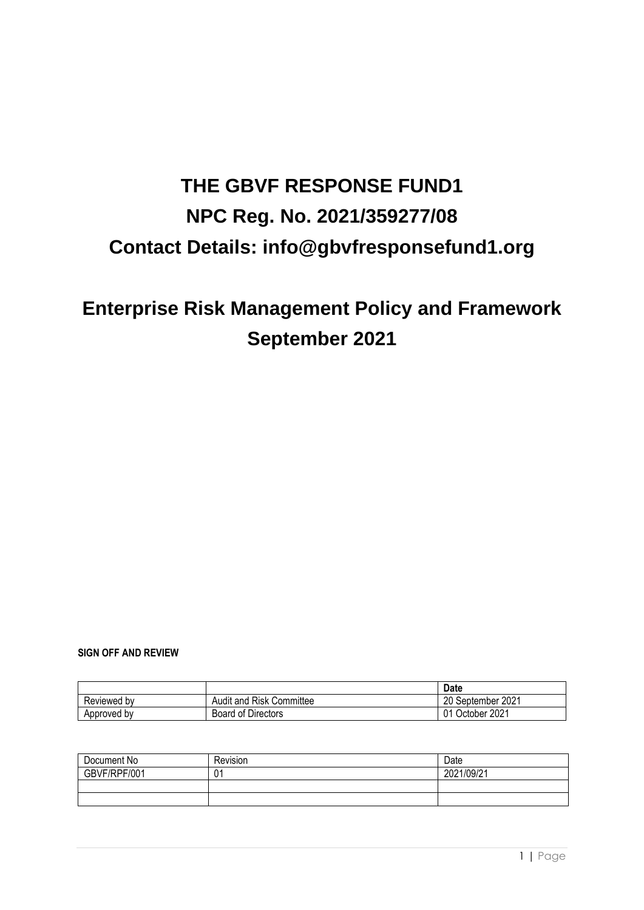# THE GBVF RESPONSE FUND1

# NPC Reg. No. 2021/359277/08

# Contact Details: info@gbvfresponsefund1.org

# Enterprise Risk Management Policy and Framework September 2021

**SIGN OFF AND REVIEW**

| | | Date |
|---|---|---|
| Reviewed by | Audit and Risk Committee | 20 September 2021 |
| Approved by | Board of Directors | 01 October 2021 |

| Document No | Revision | Date |
|---|---|---|
| GBVF/RPF/001 | 01 | 2021/09/21 |
| | | |
| | | |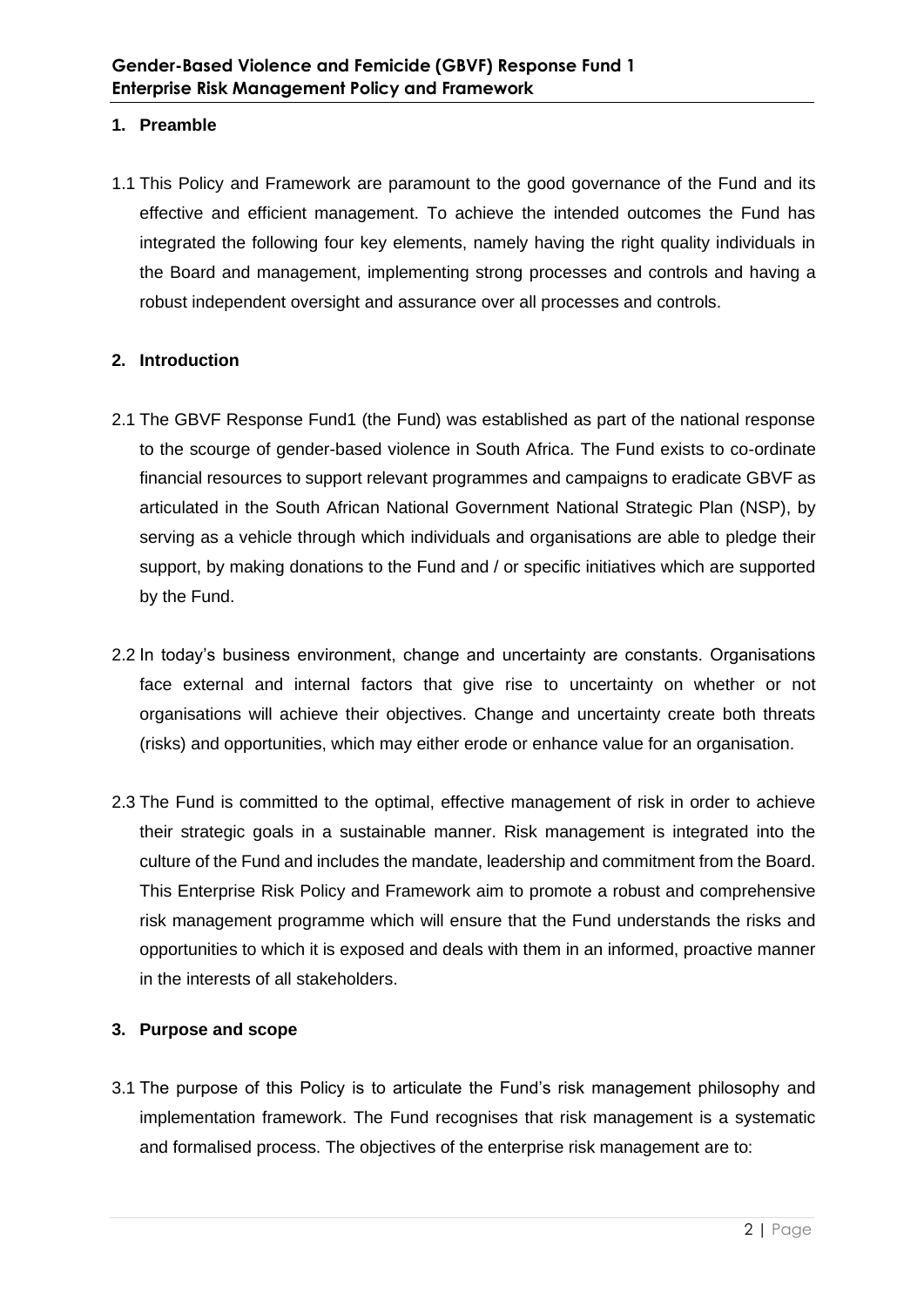## 1. Preamble

1.1 This Policy and Framework are paramount to the good governance of the Fund and its effective and efficient management. To achieve the intended outcomes the Fund has integrated the following four key elements, namely having the right quality individuals in the Board and management, implementing strong processes and controls and having a robust independent oversight and assurance over all processes and controls.

## 2. Introduction

2.1 The GBVF Response Fund1 (the Fund) was established as part of the national response to the scourge of gender-based violence in South Africa. The Fund exists to co-ordinate financial resources to support relevant programmes and campaigns to eradicate GBVF as articulated in the South African National Government National Strategic Plan (NSP), by serving as a vehicle through which individuals and organisations are able to pledge their support, by making donations to the Fund and / or specific initiatives which are supported by the Fund.

2.2 In today's business environment, change and uncertainty are constants. Organisations face external and internal factors that give rise to uncertainty on whether or not organisations will achieve their objectives. Change and uncertainty create both threats (risks) and opportunities, which may either erode or enhance value for an organisation.

2.3 The Fund is committed to the optimal, effective management of risk in order to achieve their strategic goals in a sustainable manner. Risk management is integrated into the culture of the Fund and includes the mandate, leadership and commitment from the Board. This Enterprise Risk Policy and Framework aim to promote a robust and comprehensive risk management programme which will ensure that the Fund understands the risks and opportunities to which it is exposed and deals with them in an informed, proactive manner in the interests of all stakeholders.

## 3. Purpose and scope

3.1 The purpose of this Policy is to articulate the Fund's risk management philosophy and implementation framework. The Fund recognises that risk management is a systematic and formalised process. The objectives of the enterprise risk management are to: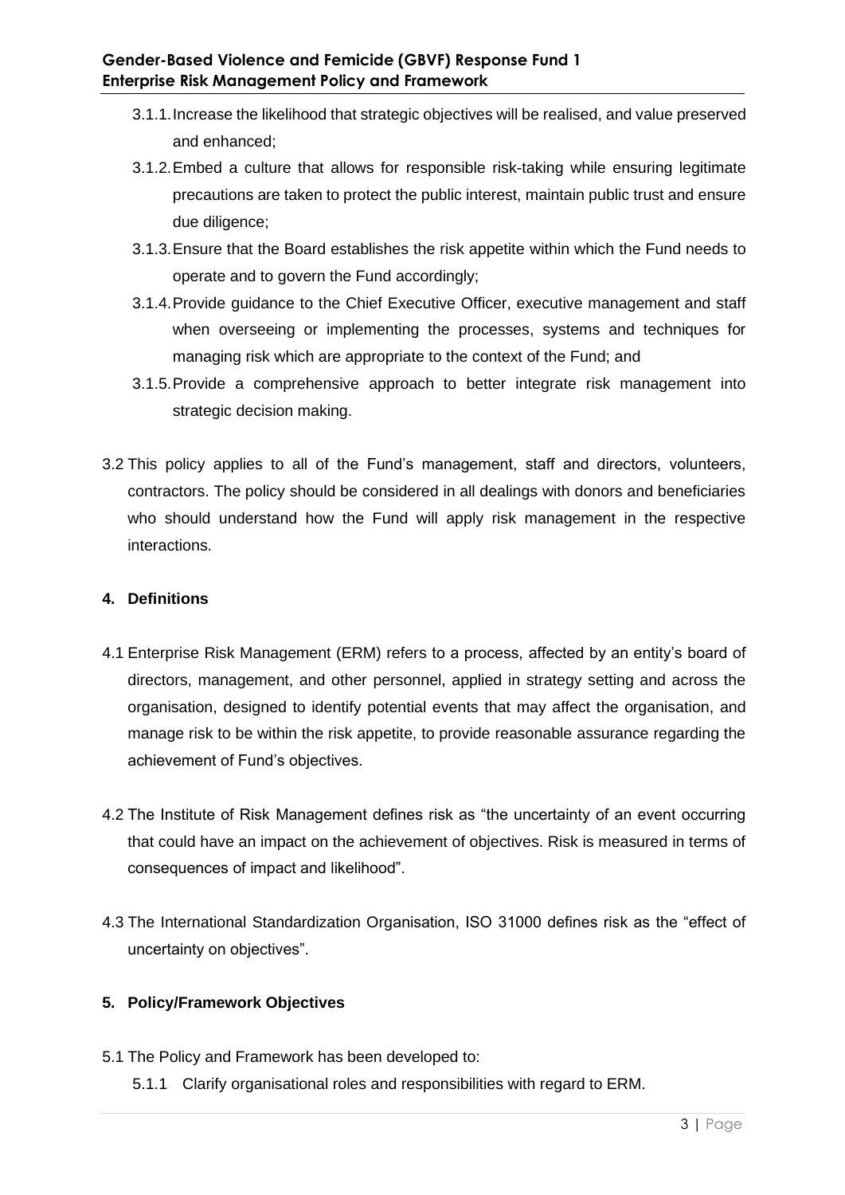3.1.1. Increase the likelihood that strategic objectives will be realised, and value preserved and enhanced;

3.1.2. Embed a culture that allows for responsible risk-taking while ensuring legitimate precautions are taken to protect the public interest, maintain public trust and ensure due diligence;

3.1.3. Ensure that the Board establishes the risk appetite within which the Fund needs to operate and to govern the Fund accordingly;

3.1.4. Provide guidance to the Chief Executive Officer, executive management and staff when overseeing or implementing the processes, systems and techniques for managing risk which are appropriate to the context of the Fund; and

3.1.5. Provide a comprehensive approach to better integrate risk management into strategic decision making.

3.2 This policy applies to all of the Fund's management, staff and directors, volunteers, contractors. The policy should be considered in all dealings with donors and beneficiaries who should understand how the Fund will apply risk management in the respective interactions.

## 4. Definitions

4.1 Enterprise Risk Management (ERM) refers to a process, affected by an entity's board of directors, management, and other personnel, applied in strategy setting and across the organisation, designed to identify potential events that may affect the organisation, and manage risk to be within the risk appetite, to provide reasonable assurance regarding the achievement of Fund's objectives.

4.2 The Institute of Risk Management defines risk as "the uncertainty of an event occurring that could have an impact on the achievement of objectives. Risk is measured in terms of consequences of impact and likelihood".

4.3 The International Standardization Organisation, ISO 31000 defines risk as the "effect of uncertainty on objectives".

## 5. Policy/Framework Objectives

5.1 The Policy and Framework has been developed to:

5.1.1 Clarify organisational roles and responsibilities with regard to ERM.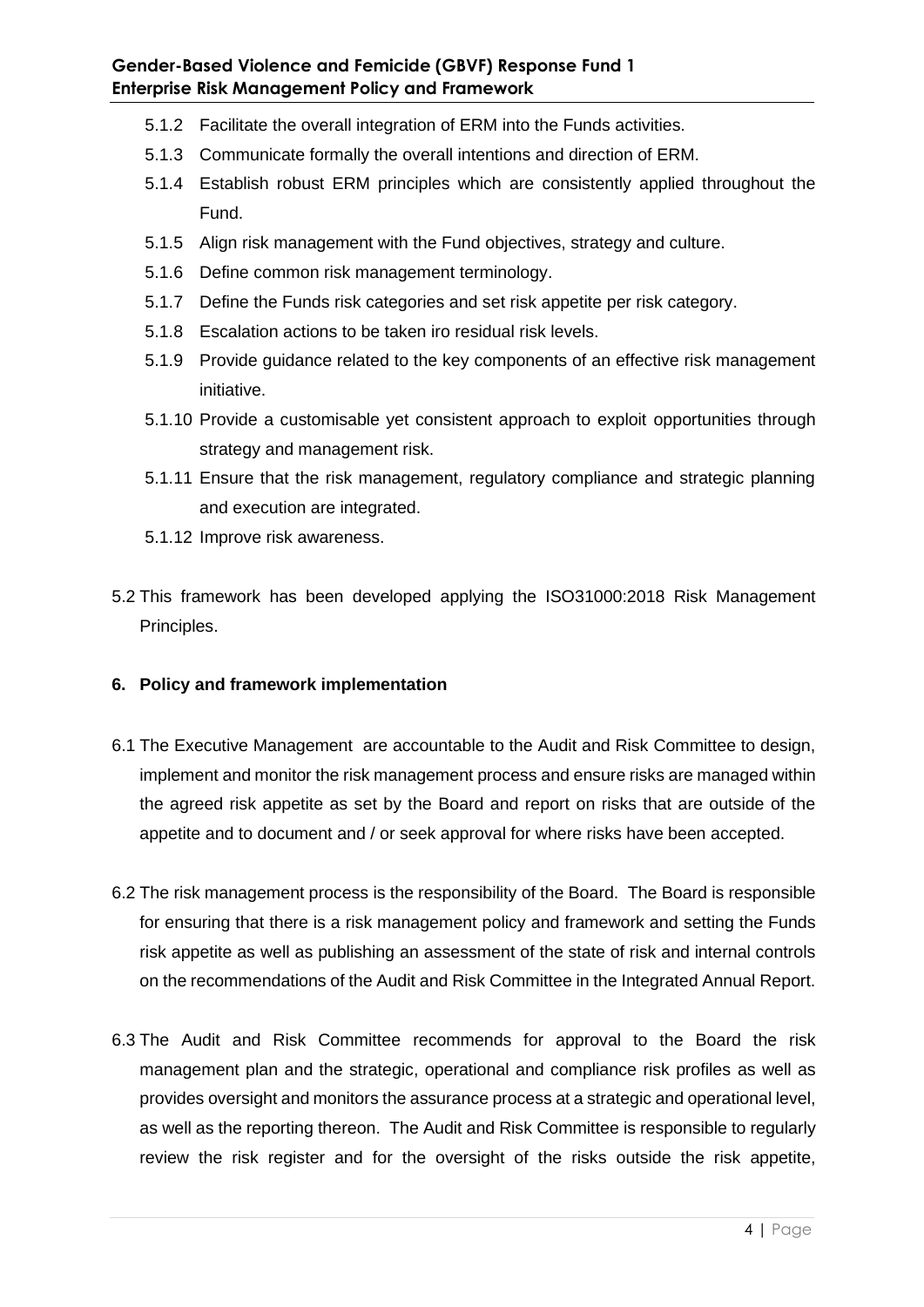5.1.2 Facilitate the overall integration of ERM into the Funds activities.

5.1.3 Communicate formally the overall intentions and direction of ERM.

5.1.4 Establish robust ERM principles which are consistently applied throughout the Fund.

5.1.5 Align risk management with the Fund objectives, strategy and culture.

5.1.6 Define common risk management terminology.

5.1.7 Define the Funds risk categories and set risk appetite per risk category.

5.1.8 Escalation actions to be taken iro residual risk levels.

5.1.9 Provide guidance related to the key components of an effective risk management initiative.

5.1.10 Provide a customisable yet consistent approach to exploit opportunities through strategy and management risk.

5.1.11 Ensure that the risk management, regulatory compliance and strategic planning and execution are integrated.

5.1.12 Improve risk awareness.

5.2 This framework has been developed applying the ISO31000:2018 Risk Management Principles.

## 6. Policy and framework implementation

6.1 The Executive Management are accountable to the Audit and Risk Committee to design, implement and monitor the risk management process and ensure risks are managed within the agreed risk appetite as set by the Board and report on risks that are outside of the appetite and to document and / or seek approval for where risks have been accepted.

6.2 The risk management process is the responsibility of the Board. The Board is responsible for ensuring that there is a risk management policy and framework and setting the Funds risk appetite as well as publishing an assessment of the state of risk and internal controls on the recommendations of the Audit and Risk Committee in the Integrated Annual Report.

6.3 The Audit and Risk Committee recommends for approval to the Board the risk management plan and the strategic, operational and compliance risk profiles as well as provides oversight and monitors the assurance process at a strategic and operational level, as well as the reporting thereon. The Audit and Risk Committee is responsible to regularly review the risk register and for the oversight of the risks outside the risk appetite,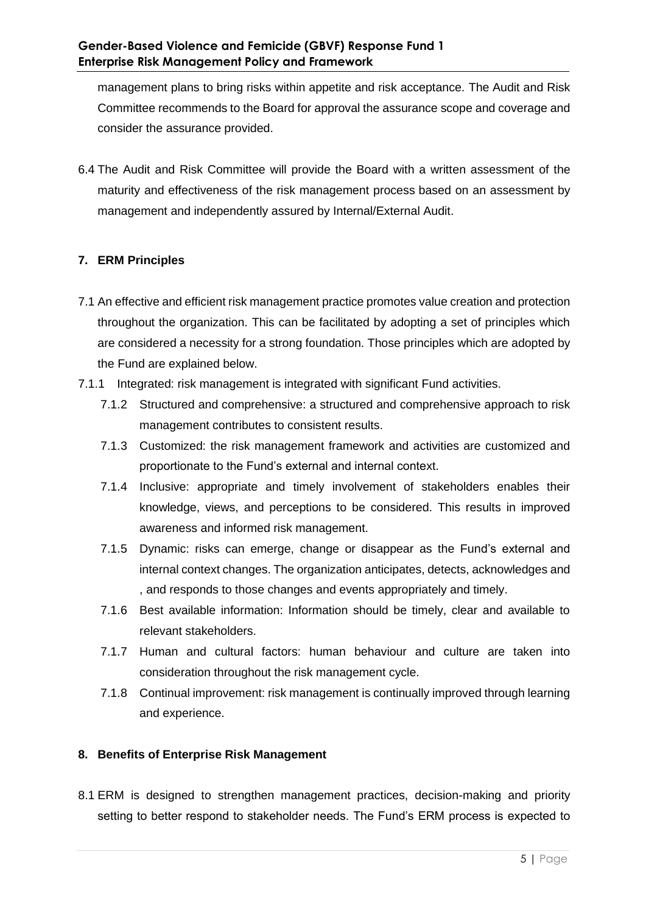management plans to bring risks within appetite and risk acceptance. The Audit and Risk Committee recommends to the Board for approval the assurance scope and coverage and consider the assurance provided.

6.4 The Audit and Risk Committee will provide the Board with a written assessment of the maturity and effectiveness of the risk management process based on an assessment by management and independently assured by Internal/External Audit.

## 7. ERM Principles

7.1 An effective and efficient risk management practice promotes value creation and protection throughout the organization. This can be facilitated by adopting a set of principles which are considered a necessity for a strong foundation. Those principles which are adopted by the Fund are explained below.

7.1.1 Integrated: risk management is integrated with significant Fund activities.

7.1.2 Structured and comprehensive: a structured and comprehensive approach to risk management contributes to consistent results.

7.1.3 Customized: the risk management framework and activities are customized and proportionate to the Fund's external and internal context.

7.1.4 Inclusive: appropriate and timely involvement of stakeholders enables their knowledge, views, and perceptions to be considered. This results in improved awareness and informed risk management.

7.1.5 Dynamic: risks can emerge, change or disappear as the Fund's external and internal context changes. The organization anticipates, detects, acknowledges and , and responds to those changes and events appropriately and timely.

7.1.6 Best available information: Information should be timely, clear and available to relevant stakeholders.

7.1.7 Human and cultural factors: human behaviour and culture are taken into consideration throughout the risk management cycle.

7.1.8 Continual improvement: risk management is continually improved through learning and experience.

## 8. Benefits of Enterprise Risk Management

8.1 ERM is designed to strengthen management practices, decision-making and priority setting to better respond to stakeholder needs. The Fund's ERM process is expected to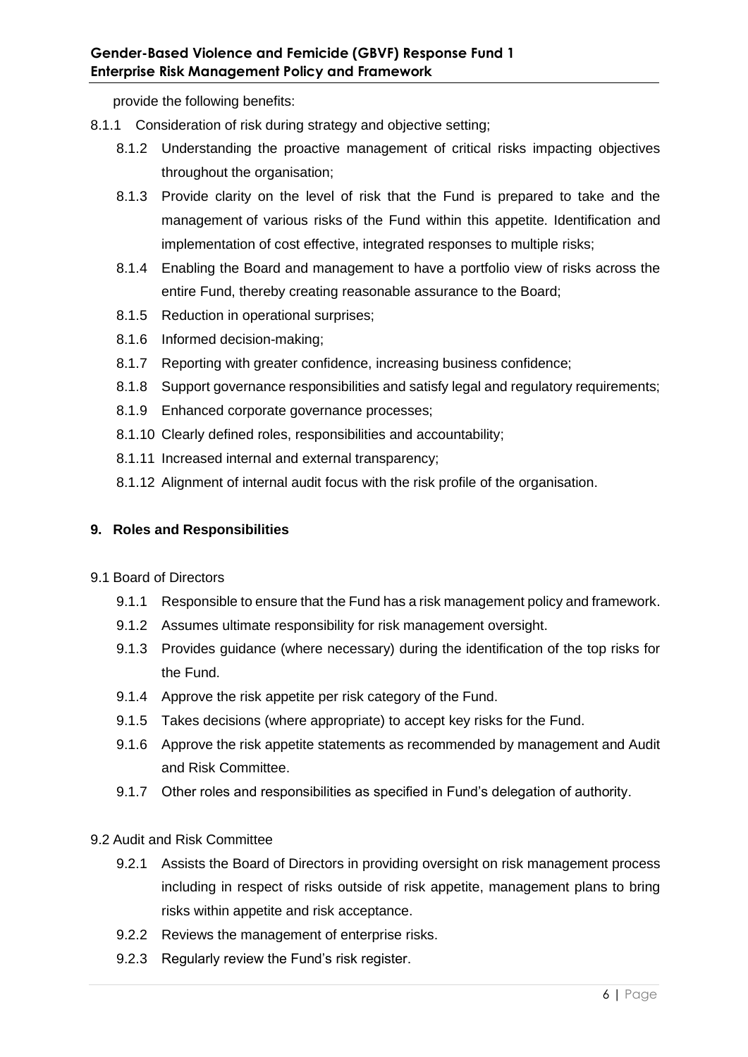provide the following benefits:

8.1.1 Consideration of risk during strategy and objective setting;

8.1.2 Understanding the proactive management of critical risks impacting objectives throughout the organisation;

8.1.3 Provide clarity on the level of risk that the Fund is prepared to take and the management of various risks of the Fund within this appetite. Identification and implementation of cost effective, integrated responses to multiple risks;

8.1.4 Enabling the Board and management to have a portfolio view of risks across the entire Fund, thereby creating reasonable assurance to the Board;

8.1.5 Reduction in operational surprises;

8.1.6 Informed decision-making;

8.1.7 Reporting with greater confidence, increasing business confidence;

8.1.8 Support governance responsibilities and satisfy legal and regulatory requirements;

8.1.9 Enhanced corporate governance processes;

8.1.10 Clearly defined roles, responsibilities and accountability;

8.1.11 Increased internal and external transparency;

8.1.12 Alignment of internal audit focus with the risk profile of the organisation.

## 9. Roles and Responsibilities

9.1 Board of Directors

9.1.1 Responsible to ensure that the Fund has a risk management policy and framework.

9.1.2 Assumes ultimate responsibility for risk management oversight.

9.1.3 Provides guidance (where necessary) during the identification of the top risks for the Fund.

9.1.4 Approve the risk appetite per risk category of the Fund.

9.1.5 Takes decisions (where appropriate) to accept key risks for the Fund.

9.1.6 Approve the risk appetite statements as recommended by management and Audit and Risk Committee.

9.1.7 Other roles and responsibilities as specified in Fund's delegation of authority.

9.2 Audit and Risk Committee

9.2.1 Assists the Board of Directors in providing oversight on risk management process including in respect of risks outside of risk appetite, management plans to bring risks within appetite and risk acceptance.

9.2.2 Reviews the management of enterprise risks.

9.2.3 Regularly review the Fund's risk register.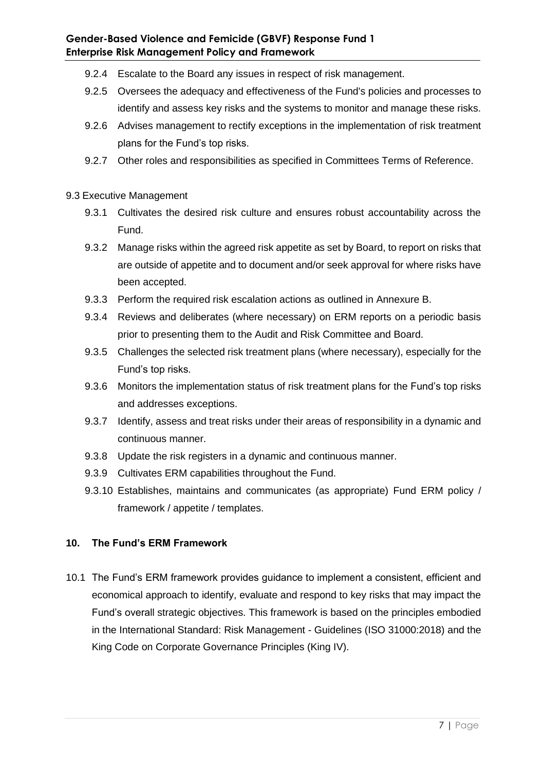- 9.2.4 Escalate to the Board any issues in respect of risk management.
- 9.2.5 Oversees the adequacy and effectiveness of the Fund's policies and processes to identify and assess key risks and the systems to monitor and manage these risks.
- 9.2.6 Advises management to rectify exceptions in the implementation of risk treatment plans for the Fund's top risks.
- 9.2.7 Other roles and responsibilities as specified in Committees Terms of Reference.

9.3 Executive Management

- 9.3.1 Cultivates the desired risk culture and ensures robust accountability across the Fund.
- 9.3.2 Manage risks within the agreed risk appetite as set by Board, to report on risks that are outside of appetite and to document and/or seek approval for where risks have been accepted.
- 9.3.3 Perform the required risk escalation actions as outlined in Annexure B.
- 9.3.4 Reviews and deliberates (where necessary) on ERM reports on a periodic basis prior to presenting them to the Audit and Risk Committee and Board.
- 9.3.5 Challenges the selected risk treatment plans (where necessary), especially for the Fund's top risks.
- 9.3.6 Monitors the implementation status of risk treatment plans for the Fund's top risks and addresses exceptions.
- 9.3.7 Identify, assess and treat risks under their areas of responsibility in a dynamic and continuous manner.
- 9.3.8 Update the risk registers in a dynamic and continuous manner.
- 9.3.9 Cultivates ERM capabilities throughout the Fund.
- 9.3.10 Establishes, maintains and communicates (as appropriate) Fund ERM policy / framework / appetite / templates.

## 10. The Fund's ERM Framework

10.1 The Fund's ERM framework provides guidance to implement a consistent, efficient and economical approach to identify, evaluate and respond to key risks that may impact the Fund's overall strategic objectives. This framework is based on the principles embodied in the International Standard: Risk Management - Guidelines (ISO 31000:2018) and the King Code on Corporate Governance Principles (King IV).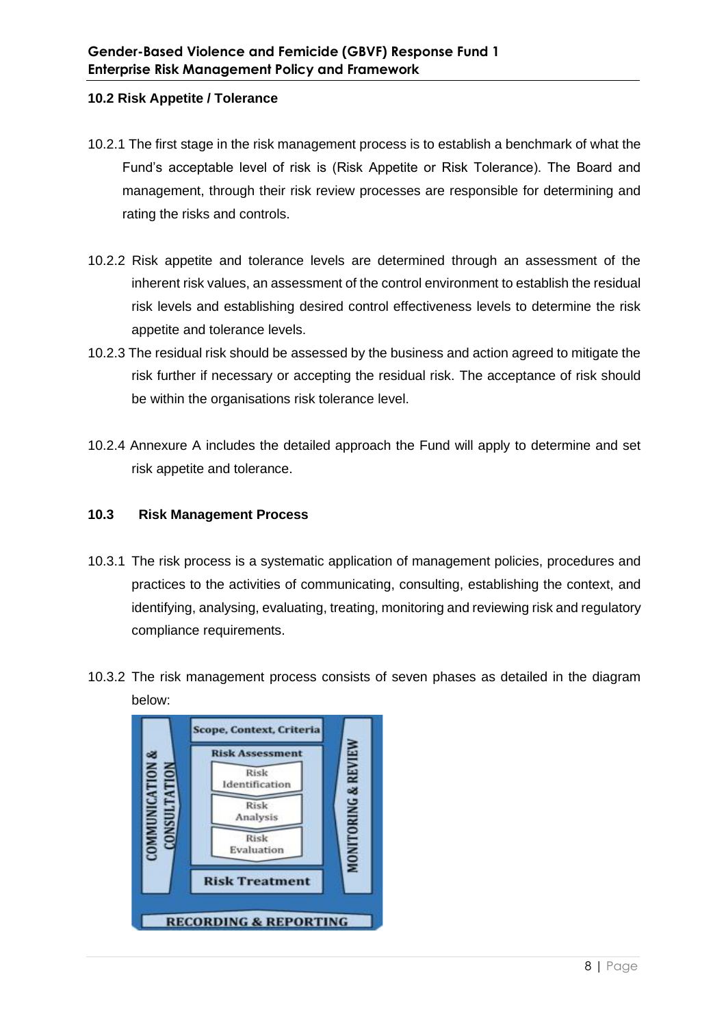## 10.2 Risk Appetite / Tolerance

10.2.1 The first stage in the risk management process is to establish a benchmark of what the Fund's acceptable level of risk is (Risk Appetite or Risk Tolerance). The Board and management, through their risk review processes are responsible for determining and rating the risks and controls.

10.2.2 Risk appetite and tolerance levels are determined through an assessment of the inherent risk values, an assessment of the control environment to establish the residual risk levels and establishing desired control effectiveness levels to determine the risk appetite and tolerance levels.

10.2.3 The residual risk should be assessed by the business and action agreed to mitigate the risk further if necessary or accepting the residual risk. The acceptance of risk should be within the organisations risk tolerance level.

10.2.4 Annexure A includes the detailed approach the Fund will apply to determine and set risk appetite and tolerance.

## 10.3 Risk Management Process

10.3.1 The risk process is a systematic application of management policies, procedures and practices to the activities of communicating, consulting, establishing the context, and identifying, analysing, evaluating, treating, monitoring and reviewing risk and regulatory compliance requirements.

10.3.2 The risk management process consists of seven phases as detailed in the diagram below:

COMMUNICATION & CONSULTATION

Scope, Context, Criteria

Risk Assessment
- Risk Identification
- Risk Analysis
- Risk Evaluation

Risk Treatment

MONITORING & REVIEW

RECORDING & REPORTING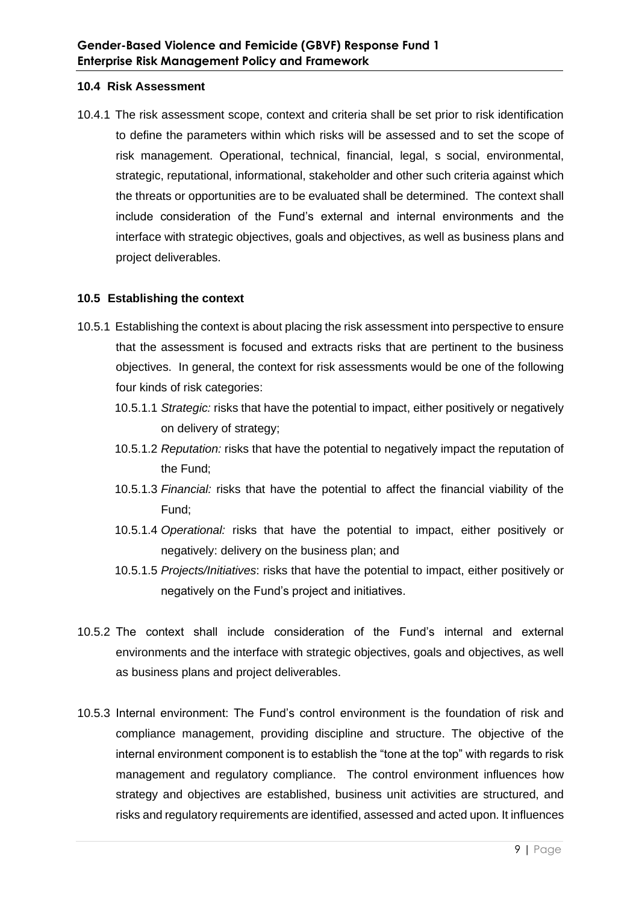### 10.4 Risk Assessment

10.4.1 The risk assessment scope, context and criteria shall be set prior to risk identification to define the parameters within which risks will be assessed and to set the scope of risk management. Operational, technical, financial, legal, s social, environmental, strategic, reputational, informational, stakeholder and other such criteria against which the threats or opportunities are to be evaluated shall be determined. The context shall include consideration of the Fund's external and internal environments and the interface with strategic objectives, goals and objectives, as well as business plans and project deliverables.

### 10.5 Establishing the context

10.5.1 Establishing the context is about placing the risk assessment into perspective to ensure that the assessment is focused and extracts risks that are pertinent to the business objectives. In general, the context for risk assessments would be one of the following four kinds of risk categories:

- 10.5.1.1 *Strategic:* risks that have the potential to impact, either positively or negatively on delivery of strategy;
- 10.5.1.2 *Reputation:* risks that have the potential to negatively impact the reputation of the Fund;
- 10.5.1.3 *Financial:* risks that have the potential to affect the financial viability of the Fund;
- 10.5.1.4 *Operational:* risks that have the potential to impact, either positively or negatively: delivery on the business plan; and
- 10.5.1.5 *Projects/Initiatives*: risks that have the potential to impact, either positively or negatively on the Fund's project and initiatives.

10.5.2 The context shall include consideration of the Fund's internal and external environments and the interface with strategic objectives, goals and objectives, as well as business plans and project deliverables.

10.5.3 Internal environment: The Fund's control environment is the foundation of risk and compliance management, providing discipline and structure. The objective of the internal environment component is to establish the "tone at the top" with regards to risk management and regulatory compliance. The control environment influences how strategy and objectives are established, business unit activities are structured, and risks and regulatory requirements are identified, assessed and acted upon. It influences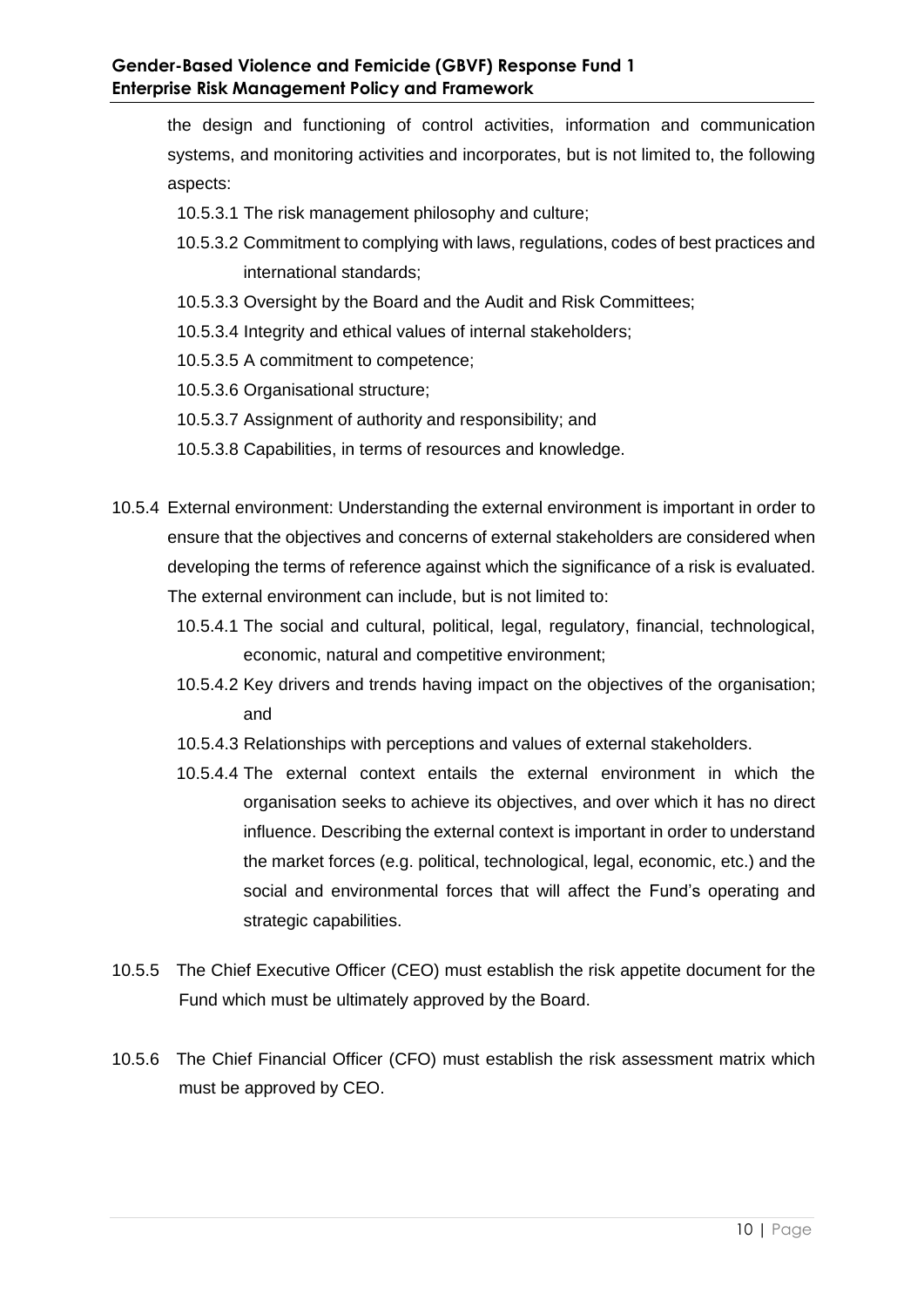the design and functioning of control activities, information and communication systems, and monitoring activities and incorporates, but is not limited to, the following aspects:

- 10.5.3.1 The risk management philosophy and culture;
- 10.5.3.2 Commitment to complying with laws, regulations, codes of best practices and international standards;
- 10.5.3.3 Oversight by the Board and the Audit and Risk Committees;
- 10.5.3.4 Integrity and ethical values of internal stakeholders;
- 10.5.3.5 A commitment to competence;
- 10.5.3.6 Organisational structure;
- 10.5.3.7 Assignment of authority and responsibility; and
- 10.5.3.8 Capabilities, in terms of resources and knowledge.

10.5.4 External environment: Understanding the external environment is important in order to ensure that the objectives and concerns of external stakeholders are considered when developing the terms of reference against which the significance of a risk is evaluated. The external environment can include, but is not limited to:

- 10.5.4.1 The social and cultural, political, legal, regulatory, financial, technological, economic, natural and competitive environment;
- 10.5.4.2 Key drivers and trends having impact on the objectives of the organisation; and
- 10.5.4.3 Relationships with perceptions and values of external stakeholders.
- 10.5.4.4 The external context entails the external environment in which the organisation seeks to achieve its objectives, and over which it has no direct influence. Describing the external context is important in order to understand the market forces (e.g. political, technological, legal, economic, etc.) and the social and environmental forces that will affect the Fund's operating and strategic capabilities.

10.5.5 The Chief Executive Officer (CEO) must establish the risk appetite document for the Fund which must be ultimately approved by the Board.

10.5.6 The Chief Financial Officer (CFO) must establish the risk assessment matrix which must be approved by CEO.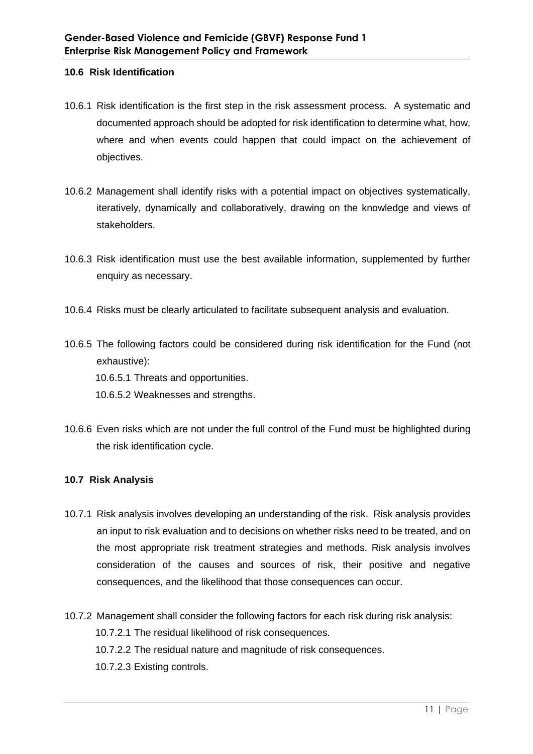## 10.6 Risk Identification

10.6.1 Risk identification is the first step in the risk assessment process. A systematic and documented approach should be adopted for risk identification to determine what, how, where and when events could happen that could impact on the achievement of objectives.

10.6.2 Management shall identify risks with a potential impact on objectives systematically, iteratively, dynamically and collaboratively, drawing on the knowledge and views of stakeholders.

10.6.3 Risk identification must use the best available information, supplemented by further enquiry as necessary.

10.6.4 Risks must be clearly articulated to facilitate subsequent analysis and evaluation.

10.6.5 The following factors could be considered during risk identification for the Fund (not exhaustive):

10.6.5.1 Threats and opportunities.

10.6.5.2 Weaknesses and strengths.

10.6.6 Even risks which are not under the full control of the Fund must be highlighted during the risk identification cycle.

## 10.7 Risk Analysis

10.7.1 Risk analysis involves developing an understanding of the risk. Risk analysis provides an input to risk evaluation and to decisions on whether risks need to be treated, and on the most appropriate risk treatment strategies and methods. Risk analysis involves consideration of the causes and sources of risk, their positive and negative consequences, and the likelihood that those consequences can occur.

10.7.2 Management shall consider the following factors for each risk during risk analysis:

10.7.2.1 The residual likelihood of risk consequences.

10.7.2.2 The residual nature and magnitude of risk consequences.

10.7.2.3 Existing controls.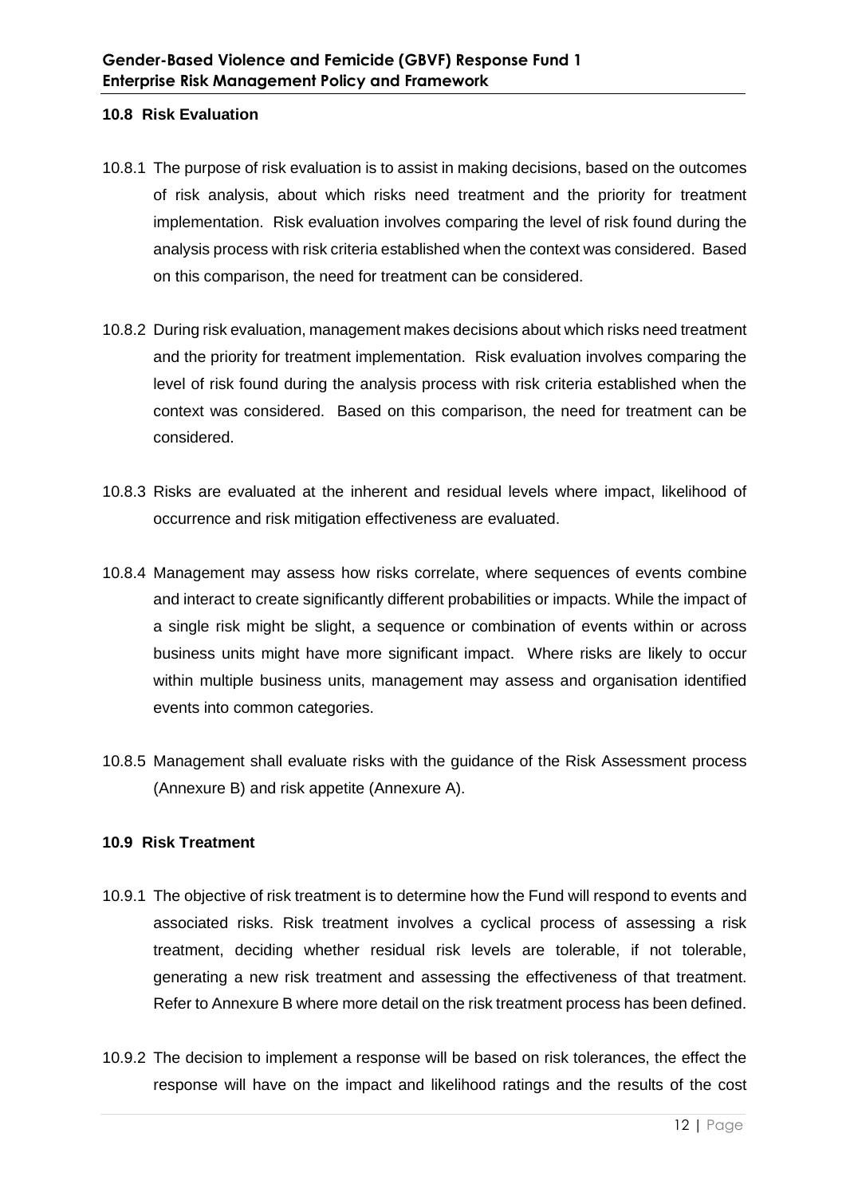### 10.8 Risk Evaluation

10.8.1 The purpose of risk evaluation is to assist in making decisions, based on the outcomes of risk analysis, about which risks need treatment and the priority for treatment implementation. Risk evaluation involves comparing the level of risk found during the analysis process with risk criteria established when the context was considered. Based on this comparison, the need for treatment can be considered.

10.8.2 During risk evaluation, management makes decisions about which risks need treatment and the priority for treatment implementation. Risk evaluation involves comparing the level of risk found during the analysis process with risk criteria established when the context was considered. Based on this comparison, the need for treatment can be considered.

10.8.3 Risks are evaluated at the inherent and residual levels where impact, likelihood of occurrence and risk mitigation effectiveness are evaluated.

10.8.4 Management may assess how risks correlate, where sequences of events combine and interact to create significantly different probabilities or impacts. While the impact of a single risk might be slight, a sequence or combination of events within or across business units might have more significant impact. Where risks are likely to occur within multiple business units, management may assess and organisation identified events into common categories.

10.8.5 Management shall evaluate risks with the guidance of the Risk Assessment process (Annexure B) and risk appetite (Annexure A).

### 10.9 Risk Treatment

10.9.1 The objective of risk treatment is to determine how the Fund will respond to events and associated risks. Risk treatment involves a cyclical process of assessing a risk treatment, deciding whether residual risk levels are tolerable, if not tolerable, generating a new risk treatment and assessing the effectiveness of that treatment. Refer to Annexure B where more detail on the risk treatment process has been defined.

10.9.2 The decision to implement a response will be based on risk tolerances, the effect the response will have on the impact and likelihood ratings and the results of the cost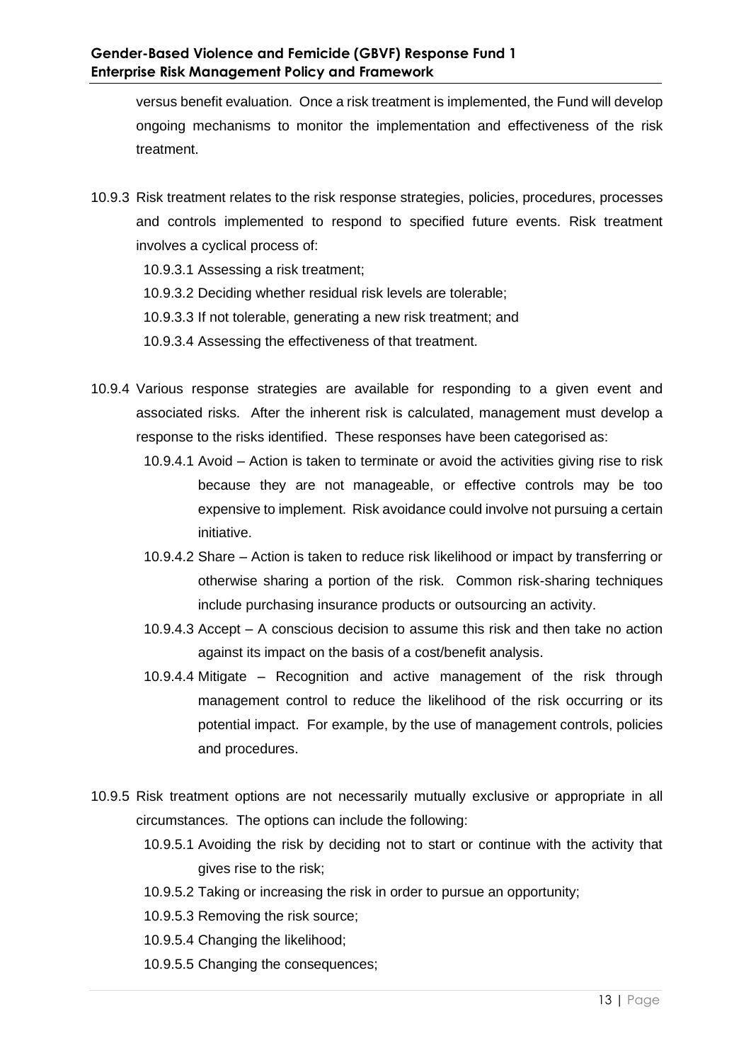versus benefit evaluation. Once a risk treatment is implemented, the Fund will develop ongoing mechanisms to monitor the implementation and effectiveness of the risk treatment.

10.9.3 Risk treatment relates to the risk response strategies, policies, procedures, processes and controls implemented to respond to specified future events. Risk treatment involves a cyclical process of:

- 10.9.3.1 Assessing a risk treatment;
- 10.9.3.2 Deciding whether residual risk levels are tolerable;
- 10.9.3.3 If not tolerable, generating a new risk treatment; and
- 10.9.3.4 Assessing the effectiveness of that treatment.

10.9.4 Various response strategies are available for responding to a given event and associated risks. After the inherent risk is calculated, management must develop a response to the risks identified. These responses have been categorised as:

- 10.9.4.1 Avoid – Action is taken to terminate or avoid the activities giving rise to risk because they are not manageable, or effective controls may be too expensive to implement. Risk avoidance could involve not pursuing a certain initiative.
- 10.9.4.2 Share – Action is taken to reduce risk likelihood or impact by transferring or otherwise sharing a portion of the risk. Common risk-sharing techniques include purchasing insurance products or outsourcing an activity.
- 10.9.4.3 Accept – A conscious decision to assume this risk and then take no action against its impact on the basis of a cost/benefit analysis.
- 10.9.4.4 Mitigate – Recognition and active management of the risk through management control to reduce the likelihood of the risk occurring or its potential impact. For example, by the use of management controls, policies and procedures.

10.9.5 Risk treatment options are not necessarily mutually exclusive or appropriate in all circumstances. The options can include the following:

- 10.9.5.1 Avoiding the risk by deciding not to start or continue with the activity that gives rise to the risk;
- 10.9.5.2 Taking or increasing the risk in order to pursue an opportunity;
- 10.9.5.3 Removing the risk source;
- 10.9.5.4 Changing the likelihood;
- 10.9.5.5 Changing the consequences;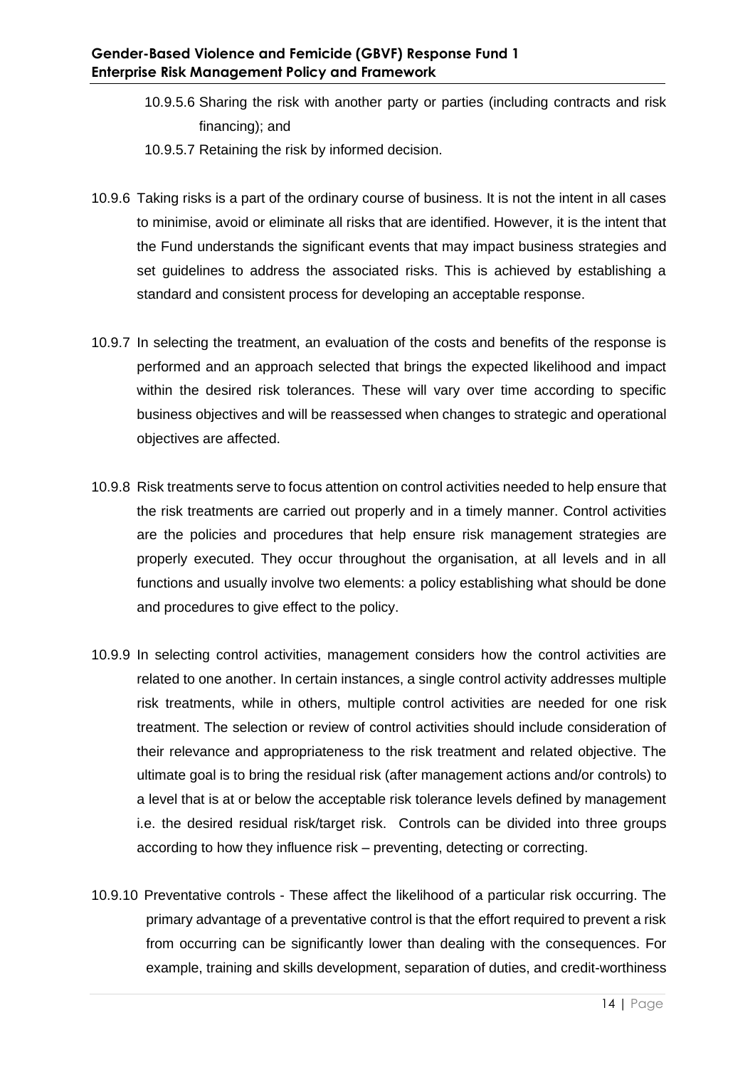10.9.5.6 Sharing the risk with another party or parties (including contracts and risk financing); and

10.9.5.7 Retaining the risk by informed decision.

10.9.6 Taking risks is a part of the ordinary course of business. It is not the intent in all cases to minimise, avoid or eliminate all risks that are identified. However, it is the intent that the Fund understands the significant events that may impact business strategies and set guidelines to address the associated risks. This is achieved by establishing a standard and consistent process for developing an acceptable response.

10.9.7 In selecting the treatment, an evaluation of the costs and benefits of the response is performed and an approach selected that brings the expected likelihood and impact within the desired risk tolerances. These will vary over time according to specific business objectives and will be reassessed when changes to strategic and operational objectives are affected.

10.9.8 Risk treatments serve to focus attention on control activities needed to help ensure that the risk treatments are carried out properly and in a timely manner. Control activities are the policies and procedures that help ensure risk management strategies are properly executed. They occur throughout the organisation, at all levels and in all functions and usually involve two elements: a policy establishing what should be done and procedures to give effect to the policy.

10.9.9 In selecting control activities, management considers how the control activities are related to one another. In certain instances, a single control activity addresses multiple risk treatments, while in others, multiple control activities are needed for one risk treatment. The selection or review of control activities should include consideration of their relevance and appropriateness to the risk treatment and related objective. The ultimate goal is to bring the residual risk (after management actions and/or controls) to a level that is at or below the acceptable risk tolerance levels defined by management i.e. the desired residual risk/target risk. Controls can be divided into three groups according to how they influence risk – preventing, detecting or correcting.

10.9.10 Preventative controls - These affect the likelihood of a particular risk occurring. The primary advantage of a preventative control is that the effort required to prevent a risk from occurring can be significantly lower than dealing with the consequences. For example, training and skills development, separation of duties, and credit-worthiness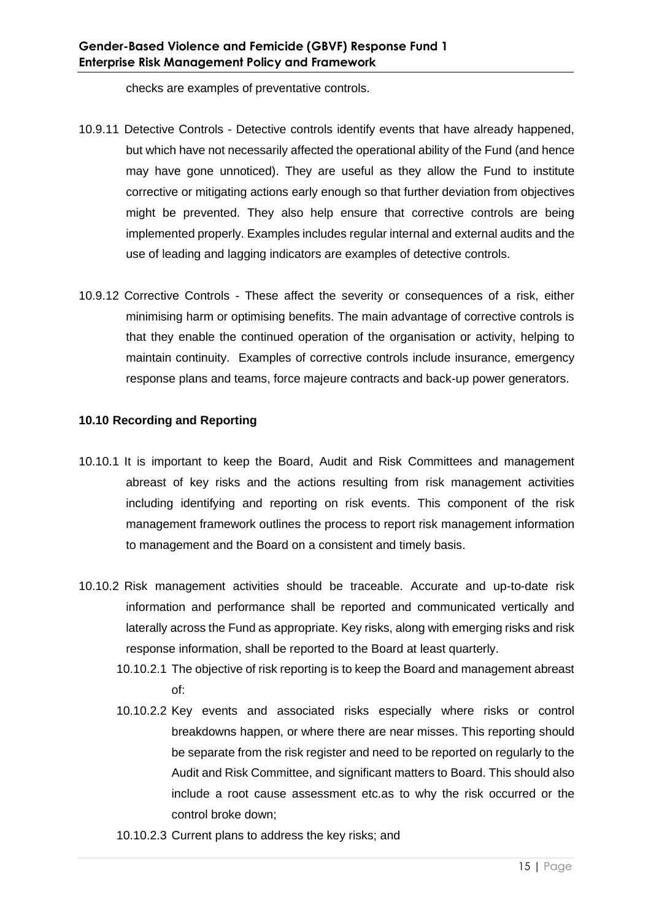checks are examples of preventative controls.

10.9.11 Detective Controls - Detective controls identify events that have already happened, but which have not necessarily affected the operational ability of the Fund (and hence may have gone unnoticed). They are useful as they allow the Fund to institute corrective or mitigating actions early enough so that further deviation from objectives might be prevented. They also help ensure that corrective controls are being implemented properly. Examples includes regular internal and external audits and the use of leading and lagging indicators are examples of detective controls.

10.9.12 Corrective Controls - These affect the severity or consequences of a risk, either minimising harm or optimising benefits. The main advantage of corrective controls is that they enable the continued operation of the organisation or activity, helping to maintain continuity. Examples of corrective controls include insurance, emergency response plans and teams, force majeure contracts and back-up power generators.

**10.10 Recording and Reporting**

10.10.1 It is important to keep the Board, Audit and Risk Committees and management abreast of key risks and the actions resulting from risk management activities including identifying and reporting on risk events. This component of the risk management framework outlines the process to report risk management information to management and the Board on a consistent and timely basis.

10.10.2 Risk management activities should be traceable. Accurate and up-to-date risk information and performance shall be reported and communicated vertically and laterally across the Fund as appropriate. Key risks, along with emerging risks and risk response information, shall be reported to the Board at least quarterly.

- 10.10.2.1 The objective of risk reporting is to keep the Board and management abreast of:
- 10.10.2.2 Key events and associated risks especially where risks or control breakdowns happen, or where there are near misses. This reporting should be separate from the risk register and need to be reported on regularly to the Audit and Risk Committee, and significant matters to Board. This should also include a root cause assessment etc.as to why the risk occurred or the control broke down;
- 10.10.2.3 Current plans to address the key risks; and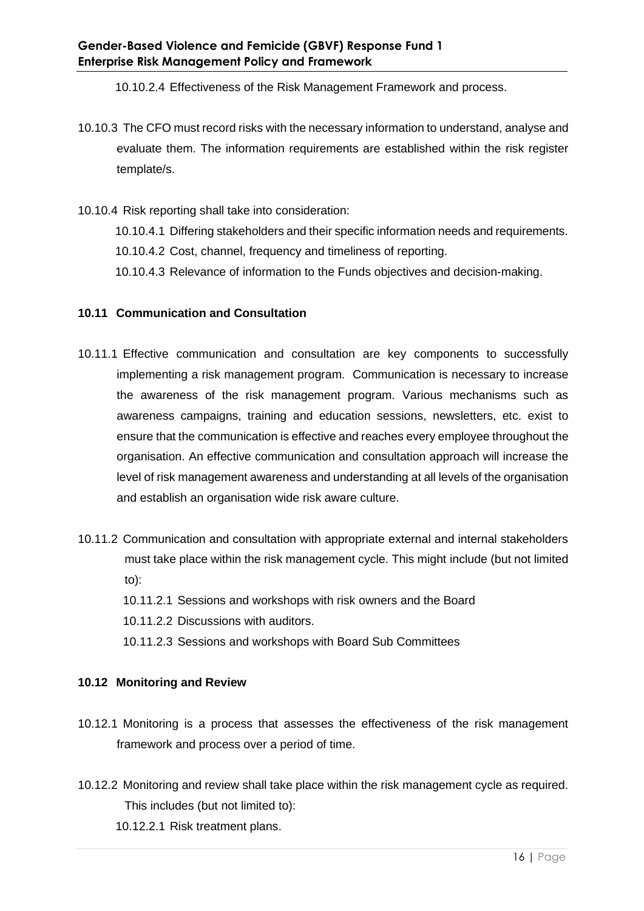10.10.2.4 Effectiveness of the Risk Management Framework and process.

10.10.3 The CFO must record risks with the necessary information to understand, analyse and evaluate them. The information requirements are established within the risk register template/s.

10.10.4 Risk reporting shall take into consideration:

10.10.4.1 Differing stakeholders and their specific information needs and requirements.

10.10.4.2 Cost, channel, frequency and timeliness of reporting.

10.10.4.3 Relevance of information to the Funds objectives and decision-making.

### 10.11 Communication and Consultation

10.11.1 Effective communication and consultation are key components to successfully implementing a risk management program. Communication is necessary to increase the awareness of the risk management program. Various mechanisms such as awareness campaigns, training and education sessions, newsletters, etc. exist to ensure that the communication is effective and reaches every employee throughout the organisation. An effective communication and consultation approach will increase the level of risk management awareness and understanding at all levels of the organisation and establish an organisation wide risk aware culture.

10.11.2 Communication and consultation with appropriate external and internal stakeholders must take place within the risk management cycle. This might include (but not limited to):

10.11.2.1 Sessions and workshops with risk owners and the Board

10.11.2.2 Discussions with auditors.

10.11.2.3 Sessions and workshops with Board Sub Committees

### 10.12 Monitoring and Review

10.12.1 Monitoring is a process that assesses the effectiveness of the risk management framework and process over a period of time.

10.12.2 Monitoring and review shall take place within the risk management cycle as required. This includes (but not limited to):

10.12.2.1 Risk treatment plans.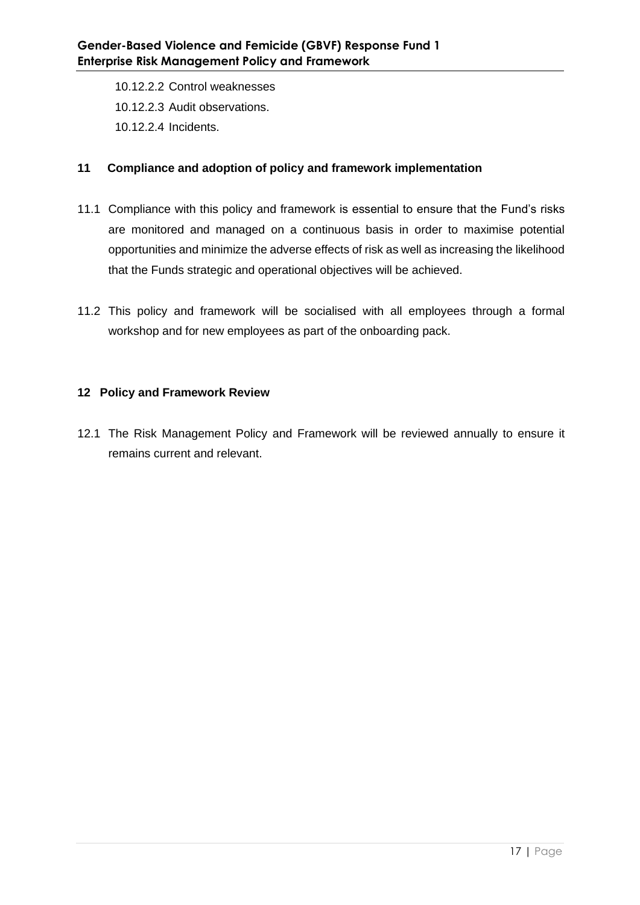10.12.2.2 Control weaknesses

10.12.2.3 Audit observations.

10.12.2.4 Incidents.

## 11 Compliance and adoption of policy and framework implementation

11.1 Compliance with this policy and framework is essential to ensure that the Fund's risks are monitored and managed on a continuous basis in order to maximise potential opportunities and minimize the adverse effects of risk as well as increasing the likelihood that the Funds strategic and operational objectives will be achieved.

11.2 This policy and framework will be socialised with all employees through a formal workshop and for new employees as part of the onboarding pack.

## 12 Policy and Framework Review

12.1 The Risk Management Policy and Framework will be reviewed annually to ensure it remains current and relevant.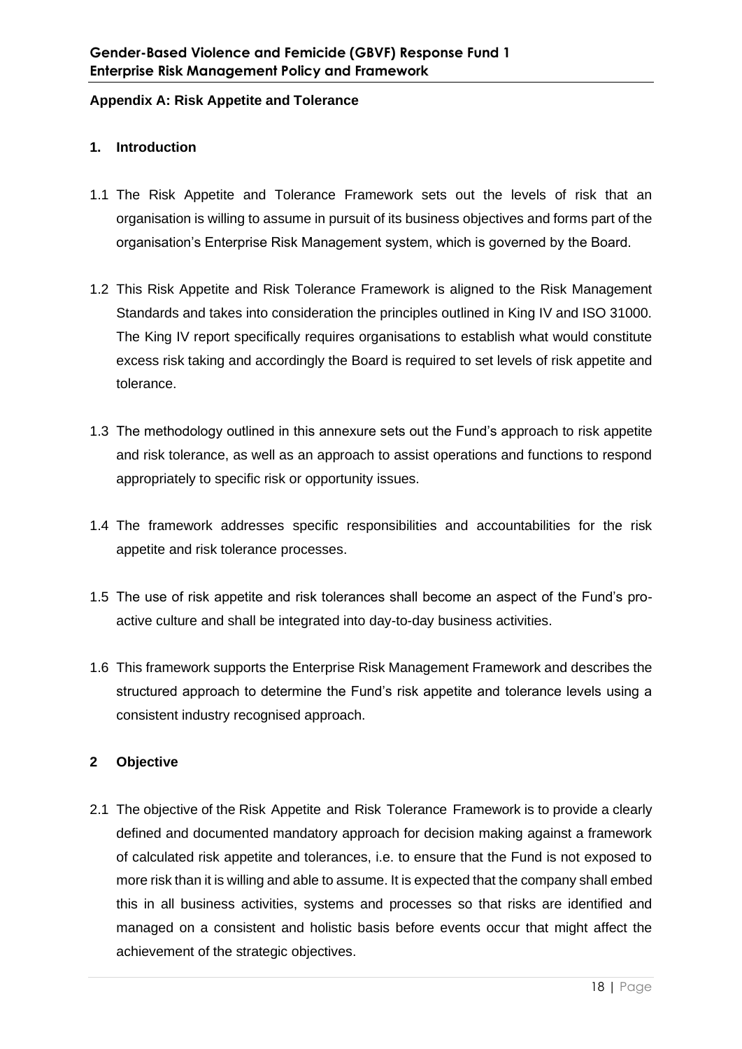## Appendix A: Risk Appetite and Tolerance

### 1. Introduction

1.1 The Risk Appetite and Tolerance Framework sets out the levels of risk that an organisation is willing to assume in pursuit of its business objectives and forms part of the organisation's Enterprise Risk Management system, which is governed by the Board.

1.2 This Risk Appetite and Risk Tolerance Framework is aligned to the Risk Management Standards and takes into consideration the principles outlined in King IV and ISO 31000. The King IV report specifically requires organisations to establish what would constitute excess risk taking and accordingly the Board is required to set levels of risk appetite and tolerance.

1.3 The methodology outlined in this annexure sets out the Fund's approach to risk appetite and risk tolerance, as well as an approach to assist operations and functions to respond appropriately to specific risk or opportunity issues.

1.4 The framework addresses specific responsibilities and accountabilities for the risk appetite and risk tolerance processes.

1.5 The use of risk appetite and risk tolerances shall become an aspect of the Fund's pro-active culture and shall be integrated into day-to-day business activities.

1.6 This framework supports the Enterprise Risk Management Framework and describes the structured approach to determine the Fund's risk appetite and tolerance levels using a consistent industry recognised approach.

### 2 Objective

2.1 The objective of the Risk Appetite and Risk Tolerance Framework is to provide a clearly defined and documented mandatory approach for decision making against a framework of calculated risk appetite and tolerances, i.e. to ensure that the Fund is not exposed to more risk than it is willing and able to assume. It is expected that the company shall embed this in all business activities, systems and processes so that risks are identified and managed on a consistent and holistic basis before events occur that might affect the achievement of the strategic objectives.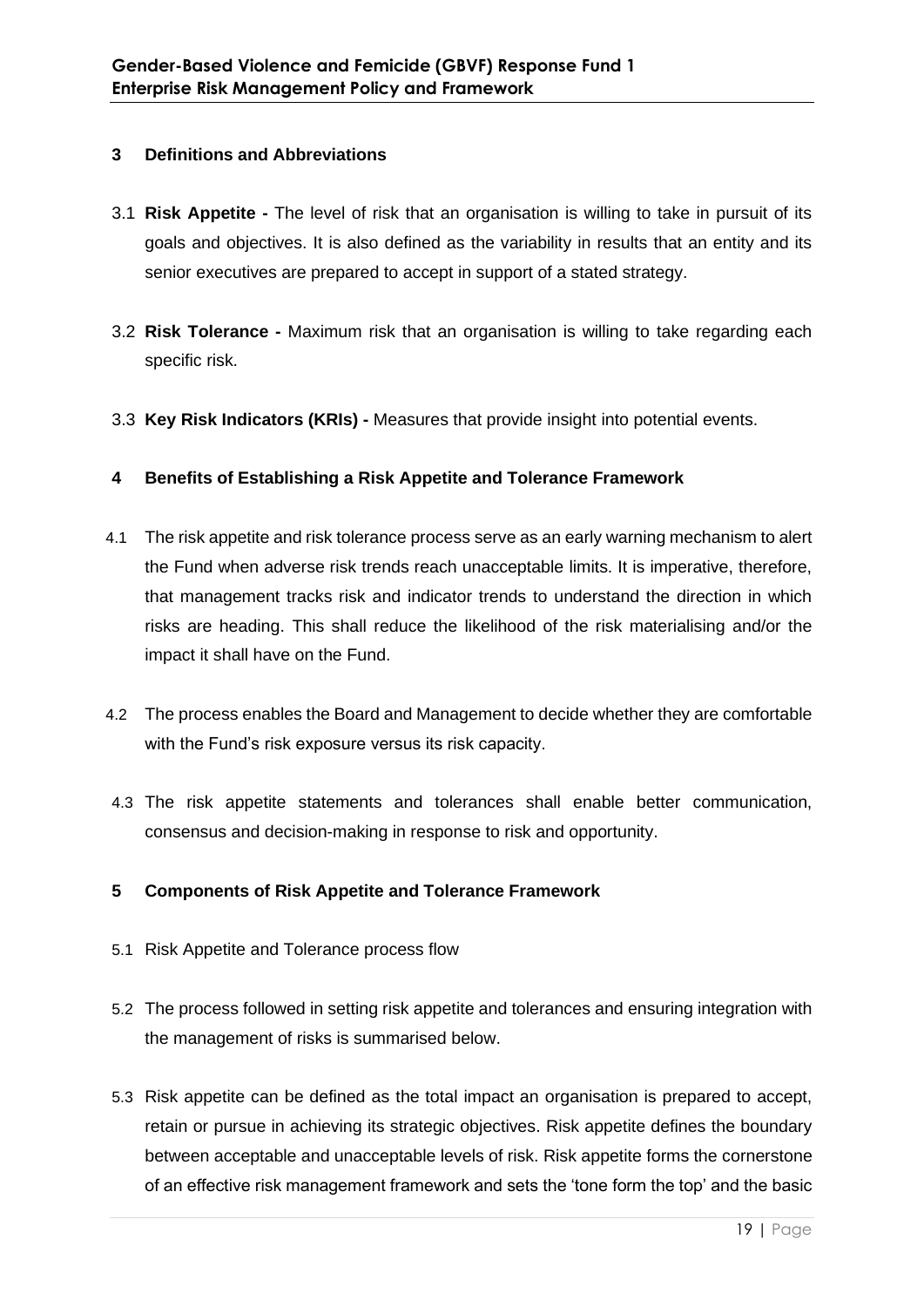## 3 Definitions and Abbreviations

3.1 **Risk Appetite -** The level of risk that an organisation is willing to take in pursuit of its goals and objectives. It is also defined as the variability in results that an entity and its senior executives are prepared to accept in support of a stated strategy.

3.2 **Risk Tolerance -** Maximum risk that an organisation is willing to take regarding each specific risk.

3.3 **Key Risk Indicators (KRIs) -** Measures that provide insight into potential events.

## 4 Benefits of Establishing a Risk Appetite and Tolerance Framework

4.1 The risk appetite and risk tolerance process serve as an early warning mechanism to alert the Fund when adverse risk trends reach unacceptable limits. It is imperative, therefore, that management tracks risk and indicator trends to understand the direction in which risks are heading. This shall reduce the likelihood of the risk materialising and/or the impact it shall have on the Fund.

4.2 The process enables the Board and Management to decide whether they are comfortable with the Fund's risk exposure versus its risk capacity.

4.3 The risk appetite statements and tolerances shall enable better communication, consensus and decision-making in response to risk and opportunity.

## 5 Components of Risk Appetite and Tolerance Framework

5.1 Risk Appetite and Tolerance process flow

5.2 The process followed in setting risk appetite and tolerances and ensuring integration with the management of risks is summarised below.

5.3 Risk appetite can be defined as the total impact an organisation is prepared to accept, retain or pursue in achieving its strategic objectives. Risk appetite defines the boundary between acceptable and unacceptable levels of risk. Risk appetite forms the cornerstone of an effective risk management framework and sets the 'tone form the top' and the basic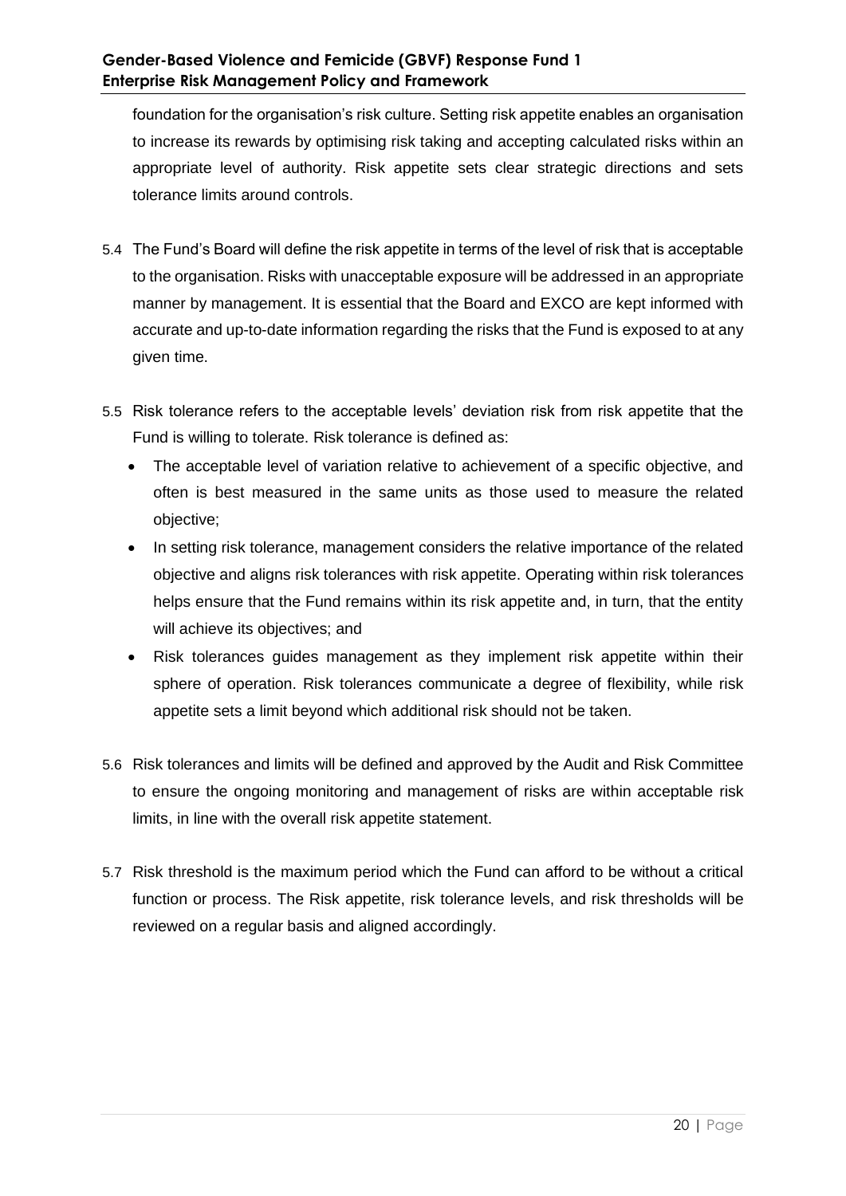foundation for the organisation's risk culture. Setting risk appetite enables an organisation to increase its rewards by optimising risk taking and accepting calculated risks within an appropriate level of authority. Risk appetite sets clear strategic directions and sets tolerance limits around controls.

5.4 The Fund's Board will define the risk appetite in terms of the level of risk that is acceptable to the organisation. Risks with unacceptable exposure will be addressed in an appropriate manner by management. It is essential that the Board and EXCO are kept informed with accurate and up-to-date information regarding the risks that the Fund is exposed to at any given time.

5.5 Risk tolerance refers to the acceptable levels' deviation risk from risk appetite that the Fund is willing to tolerate. Risk tolerance is defined as:

- The acceptable level of variation relative to achievement of a specific objective, and often is best measured in the same units as those used to measure the related objective;
- In setting risk tolerance, management considers the relative importance of the related objective and aligns risk tolerances with risk appetite. Operating within risk tolerances helps ensure that the Fund remains within its risk appetite and, in turn, that the entity will achieve its objectives; and
- Risk tolerances guides management as they implement risk appetite within their sphere of operation. Risk tolerances communicate a degree of flexibility, while risk appetite sets a limit beyond which additional risk should not be taken.

5.6 Risk tolerances and limits will be defined and approved by the Audit and Risk Committee to ensure the ongoing monitoring and management of risks are within acceptable risk limits, in line with the overall risk appetite statement.

5.7 Risk threshold is the maximum period which the Fund can afford to be without a critical function or process. The Risk appetite, risk tolerance levels, and risk thresholds will be reviewed on a regular basis and aligned accordingly.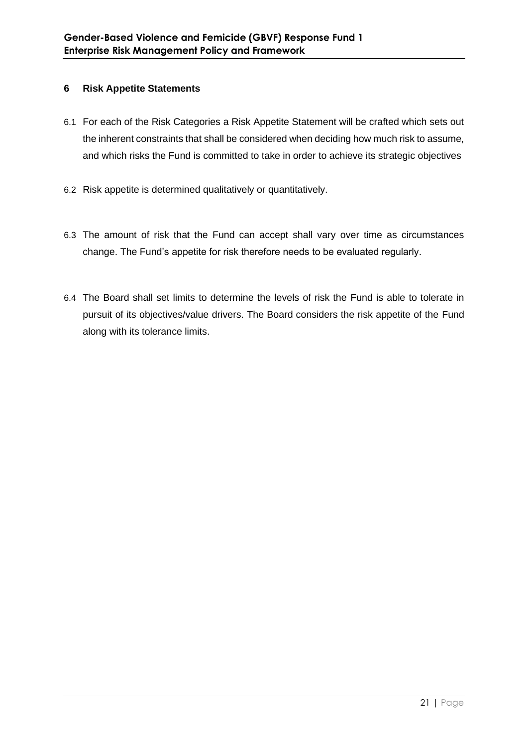## 6 Risk Appetite Statements

6.1 For each of the Risk Categories a Risk Appetite Statement will be crafted which sets out the inherent constraints that shall be considered when deciding how much risk to assume, and which risks the Fund is committed to take in order to achieve its strategic objectives

6.2 Risk appetite is determined qualitatively or quantitatively.

6.3 The amount of risk that the Fund can accept shall vary over time as circumstances change. The Fund's appetite for risk therefore needs to be evaluated regularly.

6.4 The Board shall set limits to determine the levels of risk the Fund is able to tolerate in pursuit of its objectives/value drivers. The Board considers the risk appetite of the Fund along with its tolerance limits.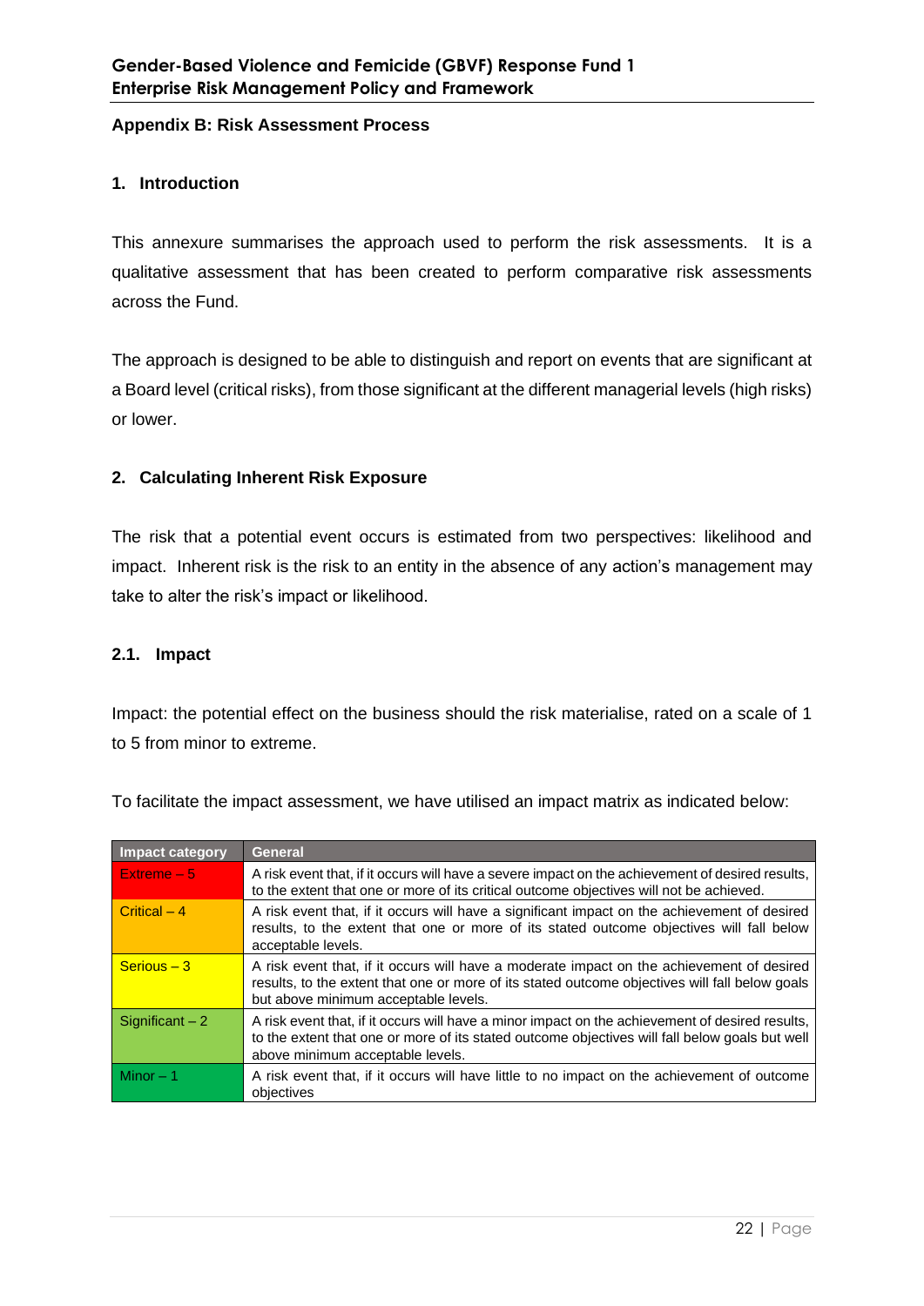## Appendix B: Risk Assessment Process

### 1. Introduction

This annexure summarises the approach used to perform the risk assessments. It is a qualitative assessment that has been created to perform comparative risk assessments across the Fund.

The approach is designed to be able to distinguish and report on events that are significant at a Board level (critical risks), from those significant at the different managerial levels (high risks) or lower.

### 2. Calculating Inherent Risk Exposure

The risk that a potential event occurs is estimated from two perspectives: likelihood and impact. Inherent risk is the risk to an entity in the absence of any action's management may take to alter the risk's impact or likelihood.

#### 2.1. Impact

Impact: the potential effect on the business should the risk materialise, rated on a scale of 1 to 5 from minor to extreme.

To facilitate the impact assessment, we have utilised an impact matrix as indicated below:

| Impact category | General |
|---|---|
| Extreme – 5 | A risk event that, if it occurs will have a severe impact on the achievement of desired results, to the extent that one or more of its critical outcome objectives will not be achieved. |
| Critical – 4 | A risk event that, if it occurs will have a significant impact on the achievement of desired results, to the extent that one or more of its stated outcome objectives will fall below acceptable levels. |
| Serious – 3 | A risk event that, if it occurs will have a moderate impact on the achievement of desired results, to the extent that one or more of its stated outcome objectives will fall below goals but above minimum acceptable levels. |
| Significant – 2 | A risk event that, if it occurs will have a minor impact on the achievement of desired results, to the extent that one or more of its stated outcome objectives will fall below goals but well above minimum acceptable levels. |
| Minor – 1 | A risk event that, if it occurs will have little to no impact on the achievement of outcome objectives |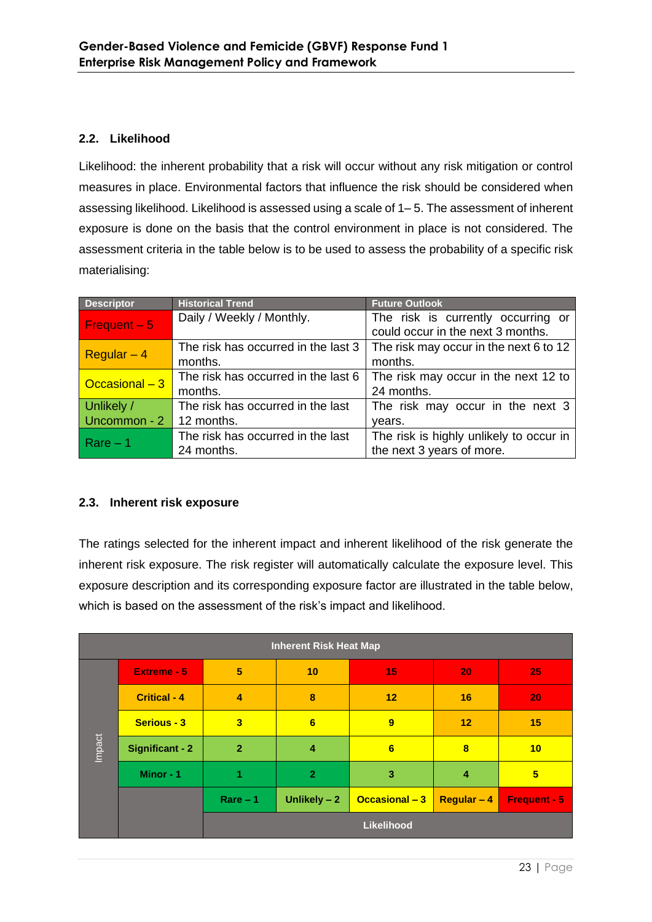### 2.2. Likelihood

Likelihood: the inherent probability that a risk will occur without any risk mitigation or control measures in place. Environmental factors that influence the risk should be considered when assessing likelihood. Likelihood is assessed using a scale of 1– 5. The assessment of inherent exposure is done on the basis that the control environment in place is not considered. The assessment criteria in the table below is to be used to assess the probability of a specific risk materialising:

| Descriptor | Historical Trend | Future Outlook |
|---|---|---|
| Frequent – 5 | Daily / Weekly / Monthly. | The risk is currently occurring or could occur in the next 3 months. |
| Regular – 4 | The risk has occurred in the last 3 months. | The risk may occur in the next 6 to 12 months. |
| Occasional – 3 | The risk has occurred in the last 6 months. | The risk may occur in the next 12 to 24 months. |
| Unlikely / Uncommon - 2 | The risk has occurred in the last 12 months. | The risk may occur in the next 3 years. |
| Rare – 1 | The risk has occurred in the last 24 months. | The risk is highly unlikely to occur in the next 3 years of more. |

### 2.3. Inherent risk exposure

The ratings selected for the inherent impact and inherent likelihood of the risk generate the inherent risk exposure. The risk register will automatically calculate the exposure level. This exposure description and its corresponding exposure factor are illustrated in the table below, which is based on the assessment of the risk's impact and likelihood.

| Inherent Risk Heat Map | | | | | | |
|---|---|---|---|---|---|---|
| Impact | Extreme - 5 | 5 | 10 | 15 | 20 | 25 |
| | Critical - 4 | 4 | 8 | 12 | 16 | 20 |
| | Serious - 3 | 3 | 6 | 9 | 12 | 15 |
| | Significant - 2 | 2 | 4 | 6 | 8 | 10 |
| | Minor - 1 | 1 | 2 | 3 | 4 | 5 |
| | | Rare – 1 | Unlikely – 2 | Occasional – 3 | Regular – 4 | Frequent - 5 |
| | | Likelihood | | | | |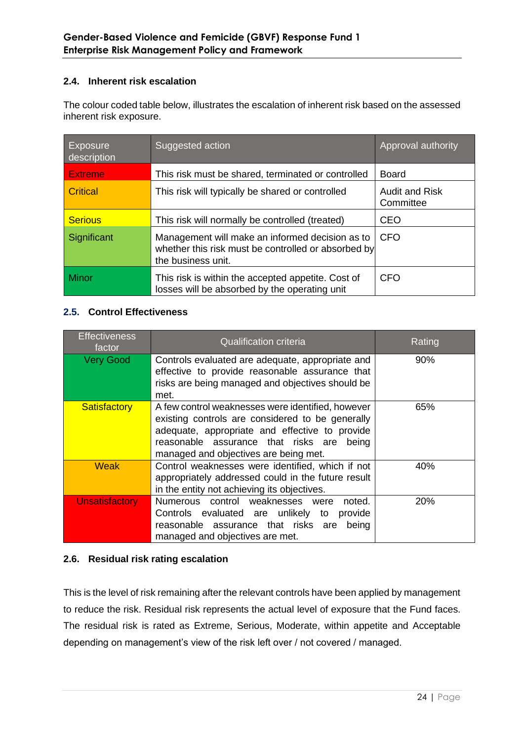### 2.4. Inherent risk escalation

The colour coded table below, illustrates the escalation of inherent risk based on the assessed inherent risk exposure.

| Exposure description | Suggested action | Approval authority |
|---|---|---|
| Extreme | This risk must be shared, terminated or controlled | Board |
| Critical | This risk will typically be shared or controlled | Audit and Risk Committee |
| Serious | This risk will normally be controlled (treated) | CEO |
| Significant | Management will make an informed decision as to whether this risk must be controlled or absorbed by the business unit. | CFO |
| Minor | This risk is within the accepted appetite. Cost of losses will be absorbed by the operating unit | CFO |

### 2.5. Control Effectiveness

| Effectiveness factor | Qualification criteria | Rating |
|---|---|---|
| Very Good | Controls evaluated are adequate, appropriate and effective to provide reasonable assurance that risks are being managed and objectives should be met. | 90% |
| Satisfactory | A few control weaknesses were identified, however existing controls are considered to be generally adequate, appropriate and effective to provide reasonable assurance that risks are being managed and objectives are being met. | 65% |
| Weak | Control weaknesses were identified, which if not appropriately addressed could in the future result in the entity not achieving its objectives. | 40% |
| Unsatisfactory | Numerous control weaknesses were noted. Controls evaluated are unlikely to provide reasonable assurance that risks are being managed and objectives are met. | 20% |

### 2.6. Residual risk rating escalation

This is the level of risk remaining after the relevant controls have been applied by management to reduce the risk. Residual risk represents the actual level of exposure that the Fund faces. The residual risk is rated as Extreme, Serious, Moderate, within appetite and Acceptable depending on management's view of the risk left over / not covered / managed.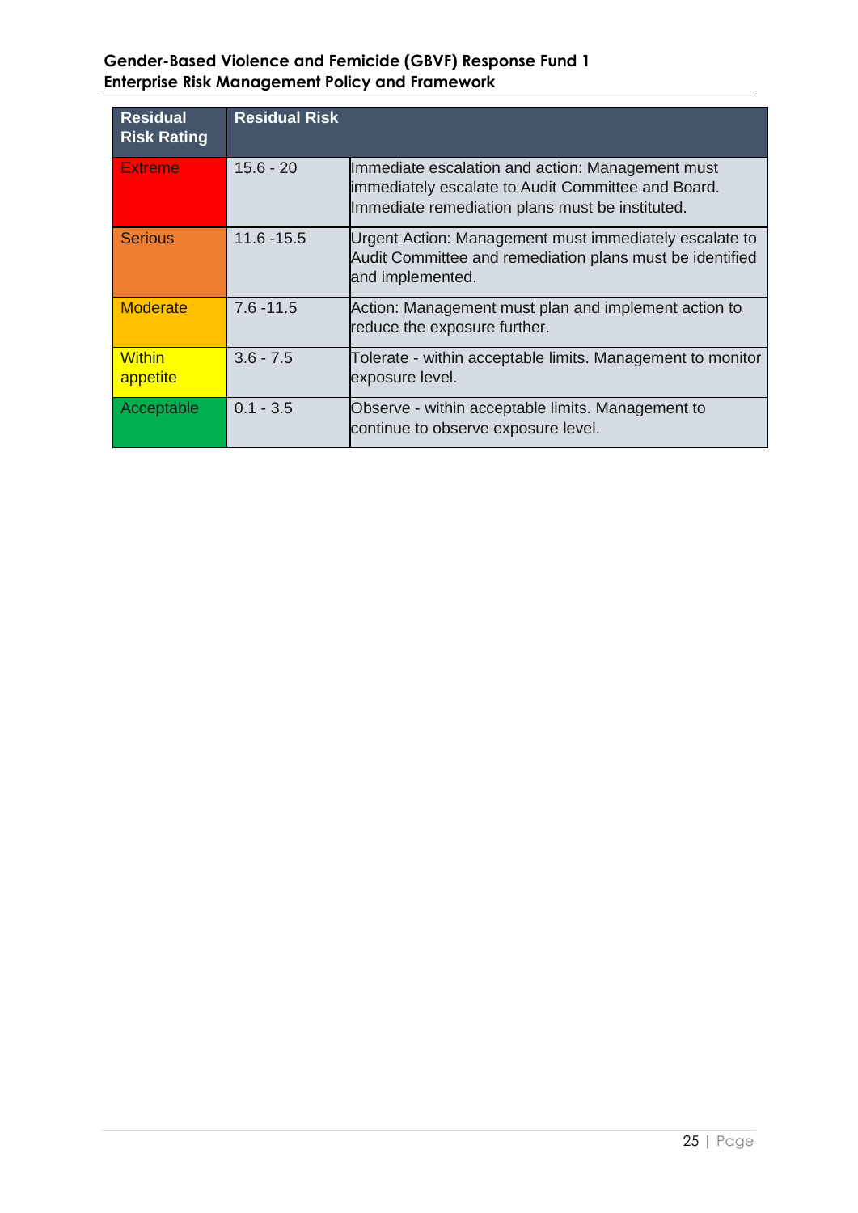| Residual Risk Rating | Residual Risk | |
|---|---|---|
| Extreme | 15.6 - 20 | Immediate escalation and action: Management must immediately escalate to Audit Committee and Board. Immediate remediation plans must be instituted. |
| Serious | 11.6 -15.5 | Urgent Action: Management must immediately escalate to Audit Committee and remediation plans must be identified and implemented. |
| Moderate | 7.6 -11.5 | Action: Management must plan and implement action to reduce the exposure further. |
| Within appetite | 3.6 - 7.5 | Tolerate - within acceptable limits. Management to monitor exposure level. |
| Acceptable | 0.1 - 3.5 | Observe - within acceptable limits. Management to continue to observe exposure level. |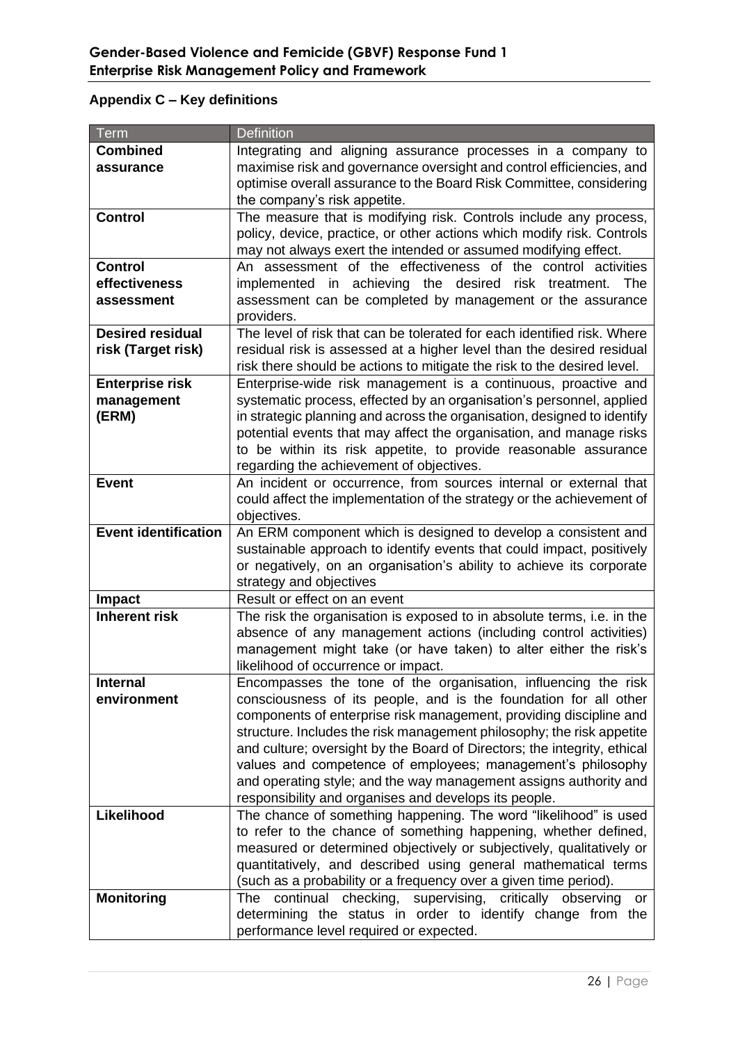## Appendix C – Key definitions

| Term | Definition |
|---|---|
| **Combined assurance** | Integrating and aligning assurance processes in a company to maximise risk and governance oversight and control efficiencies, and optimise overall assurance to the Board Risk Committee, considering the company's risk appetite. |
| **Control** | The measure that is modifying risk. Controls include any process, policy, device, practice, or other actions which modify risk. Controls may not always exert the intended or assumed modifying effect. |
| **Control effectiveness assessment** | An assessment of the effectiveness of the control activities implemented in achieving the desired risk treatment. The assessment can be completed by management or the assurance providers. |
| **Desired residual risk (Target risk)** | The level of risk that can be tolerated for each identified risk. Where residual risk is assessed at a higher level than the desired residual risk there should be actions to mitigate the risk to the desired level. |
| **Enterprise risk management (ERM)** | Enterprise-wide risk management is a continuous, proactive and systematic process, effected by an organisation's personnel, applied in strategic planning and across the organisation, designed to identify potential events that may affect the organisation, and manage risks to be within its risk appetite, to provide reasonable assurance regarding the achievement of objectives. |
| **Event** | An incident or occurrence, from sources internal or external that could affect the implementation of the strategy or the achievement of objectives. |
| **Event identification** | An ERM component which is designed to develop a consistent and sustainable approach to identify events that could impact, positively or negatively, on an organisation's ability to achieve its corporate strategy and objectives |
| **Impact** | Result or effect on an event |
| **Inherent risk** | The risk the organisation is exposed to in absolute terms, i.e. in the absence of any management actions (including control activities) management might take (or have taken) to alter either the risk's likelihood of occurrence or impact. |
| **Internal environment** | Encompasses the tone of the organisation, influencing the risk consciousness of its people, and is the foundation for all other components of enterprise risk management, providing discipline and structure. Includes the risk management philosophy; the risk appetite and culture; oversight by the Board of Directors; the integrity, ethical values and competence of employees; management's philosophy and operating style; and the way management assigns authority and responsibility and organises and develops its people. |
| **Likelihood** | The chance of something happening. The word "likelihood" is used to refer to the chance of something happening, whether defined, measured or determined objectively or subjectively, qualitatively or quantitatively, and described using general mathematical terms (such as a probability or a frequency over a given time period). |
| **Monitoring** | The continual checking, supervising, critically observing or determining the status in order to identify change from the performance level required or expected. |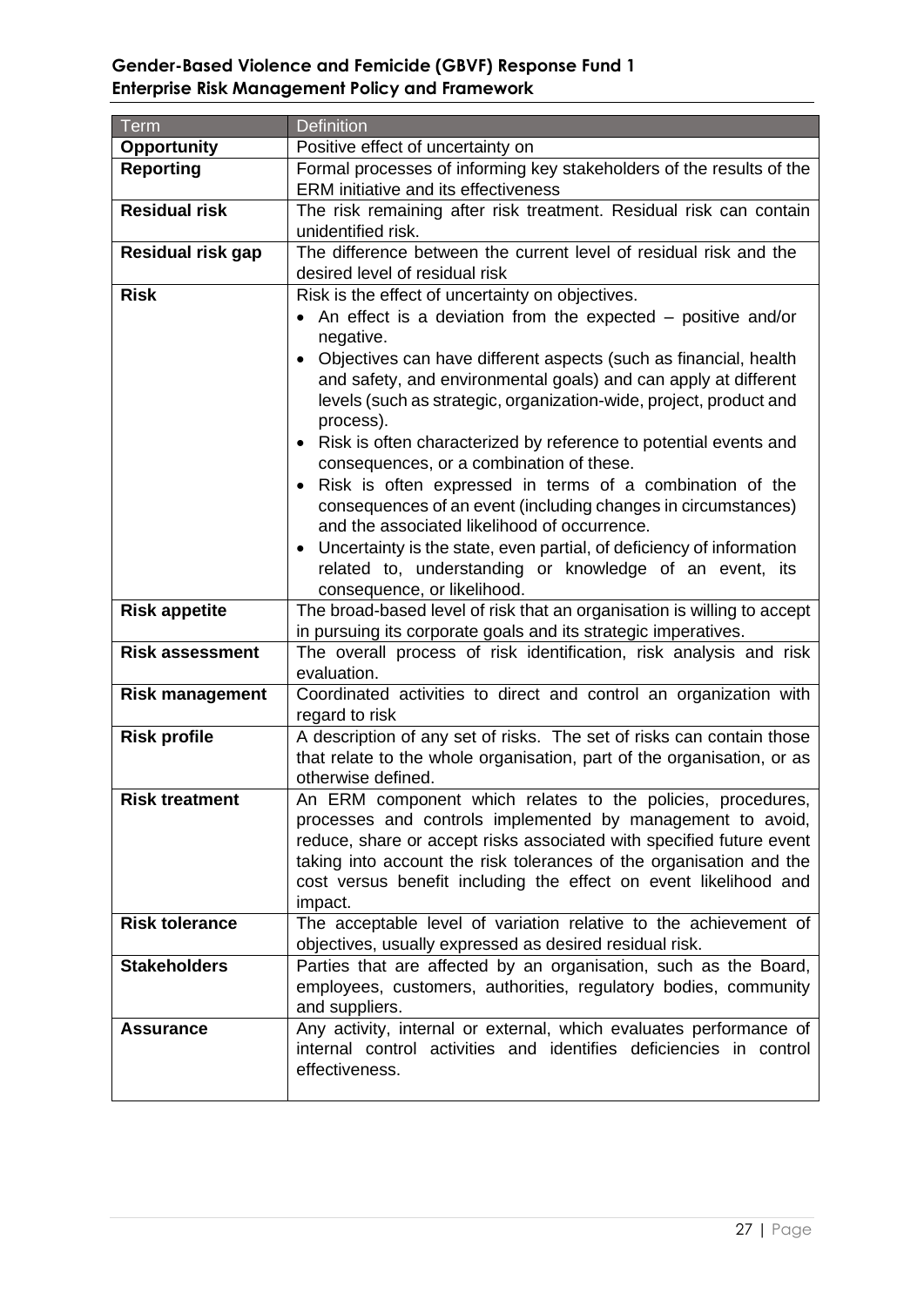| Term | Definition |
|---|---|
| **Opportunity** | Positive effect of uncertainty on |
| **Reporting** | Formal processes of informing key stakeholders of the results of the ERM initiative and its effectiveness |
| **Residual risk** | The risk remaining after risk treatment. Residual risk can contain unidentified risk. |
| **Residual risk gap** | The difference between the current level of residual risk and the desired level of residual risk |
| **Risk** | Risk is the effect of uncertainty on objectives. <br>• An effect is a deviation from the expected – positive and/or negative. <br>• Objectives can have different aspects (such as financial, health and safety, and environmental goals) and can apply at different levels (such as strategic, organization-wide, project, product and process). <br>• Risk is often characterized by reference to potential events and consequences, or a combination of these. <br>• Risk is often expressed in terms of a combination of the consequences of an event (including changes in circumstances) and the associated likelihood of occurrence. <br>• Uncertainty is the state, even partial, of deficiency of information related to, understanding or knowledge of an event, its consequence, or likelihood. |
| **Risk appetite** | The broad-based level of risk that an organisation is willing to accept in pursuing its corporate goals and its strategic imperatives. |
| **Risk assessment** | The overall process of risk identification, risk analysis and risk evaluation. |
| **Risk management** | Coordinated activities to direct and control an organization with regard to risk |
| **Risk profile** | A description of any set of risks. The set of risks can contain those that relate to the whole organisation, part of the organisation, or as otherwise defined. |
| **Risk treatment** | An ERM component which relates to the policies, procedures, processes and controls implemented by management to avoid, reduce, share or accept risks associated with specified future event taking into account the risk tolerances of the organisation and the cost versus benefit including the effect on event likelihood and impact. |
| **Risk tolerance** | The acceptable level of variation relative to the achievement of objectives, usually expressed as desired residual risk. |
| **Stakeholders** | Parties that are affected by an organisation, such as the Board, employees, customers, authorities, regulatory bodies, community and suppliers. |
| **Assurance** | Any activity, internal or external, which evaluates performance of internal control activities and identifies deficiencies in control effectiveness. |